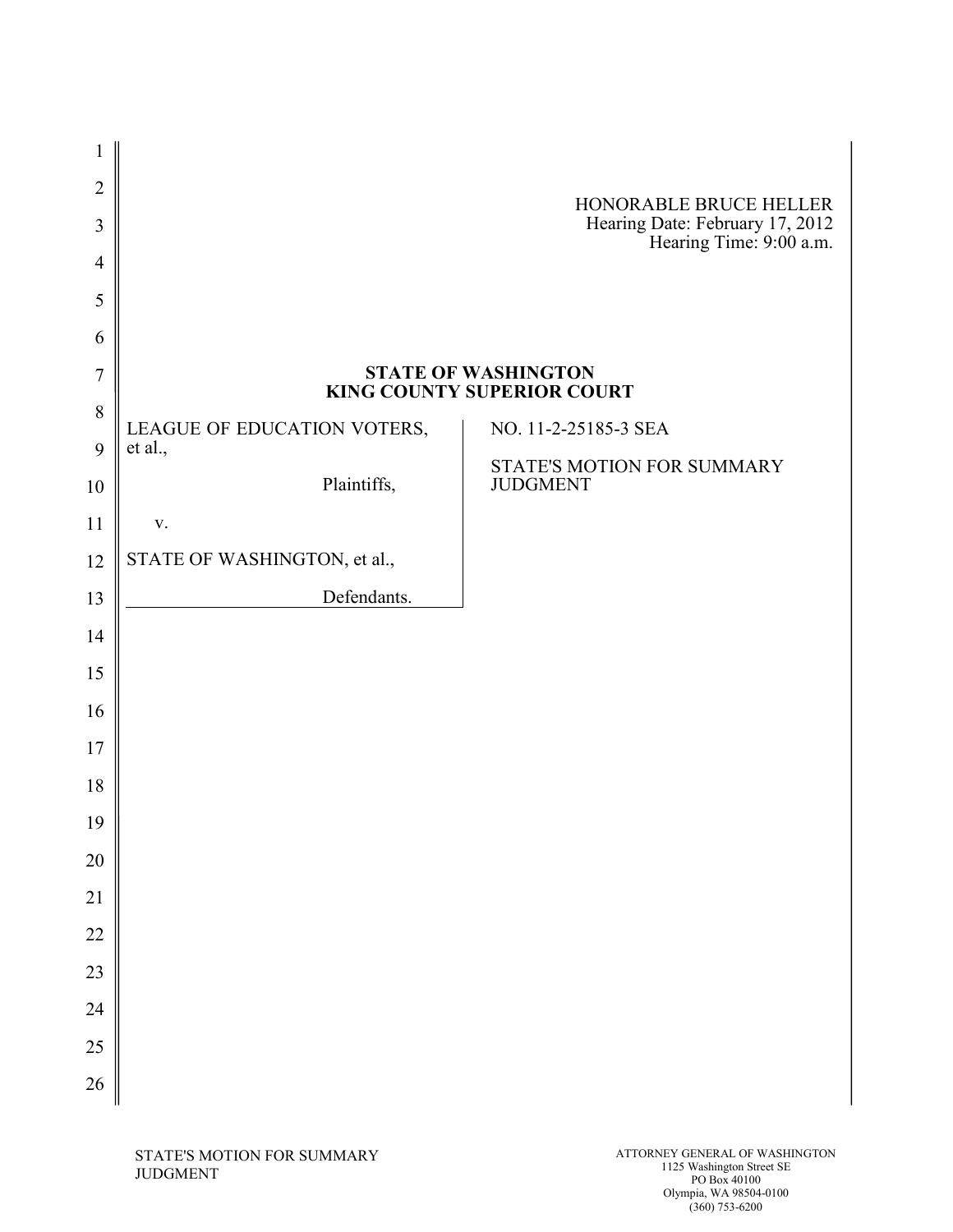HONORABLE BRUCE HELLER
Hearing Date: February 17, 2012
Hearing Time: 9:00 a.m.

**STATE OF WASHINGTON**
**KING COUNTY SUPERIOR COURT**

| | |
|---|---|
| LEAGUE OF EDUCATION VOTERS, et al.,<br><br>Plaintiffs,<br><br>v.<br><br>STATE OF WASHINGTON, et al.,<br><br>Defendants. | NO. 11-2-25185-3 SEA<br><br>STATE'S MOTION FOR SUMMARY JUDGMENT |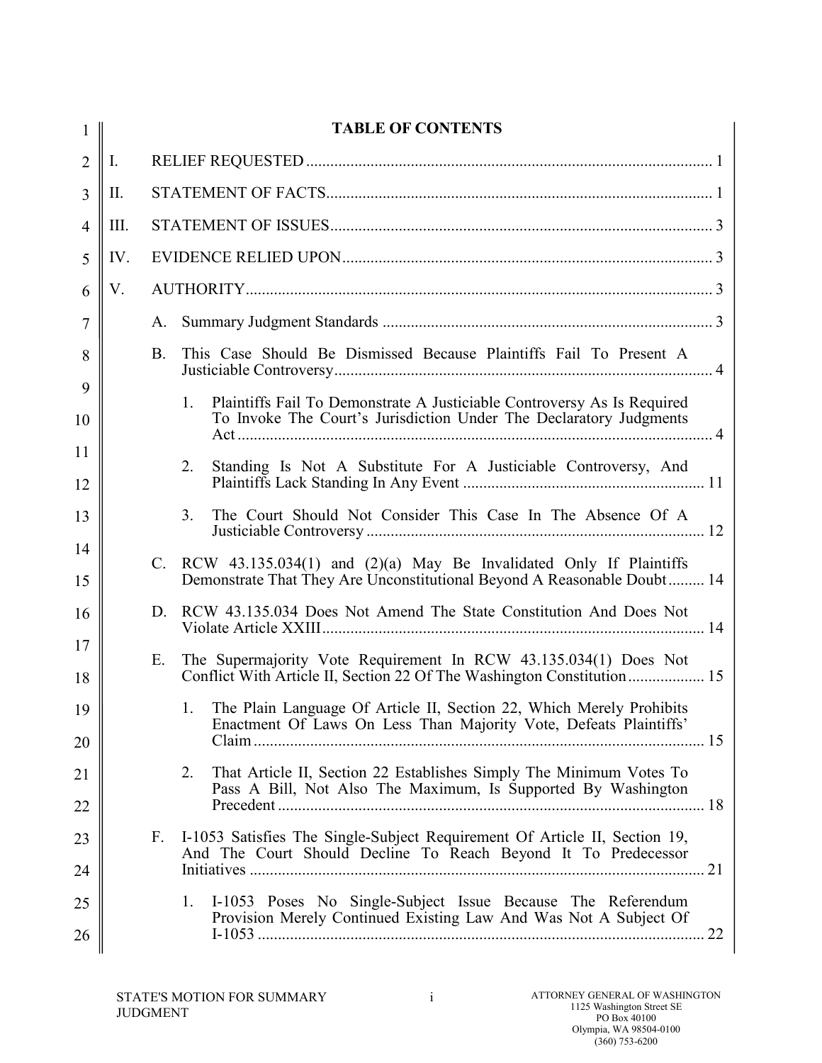# TABLE OF CONTENTS

I. RELIEF REQUESTED ..... 1

II. STATEMENT OF FACTS ..... 1

III. STATEMENT OF ISSUES ..... 3

IV. EVIDENCE RELIED UPON ..... 3

V. AUTHORITY ..... 3

- A. Summary Judgment Standards ..... 3
- B. This Case Should Be Dismissed Because Plaintiffs Fail To Present A Justiciable Controversy ..... 4
  1. Plaintiffs Fail To Demonstrate A Justiciable Controversy As Is Required To Invoke The Court's Jurisdiction Under The Declaratory Judgments Act ..... 4
  2. Standing Is Not A Substitute For A Justiciable Controversy, And Plaintiffs Lack Standing In Any Event ..... 11
  3. The Court Should Not Consider This Case In The Absence Of A Justiciable Controversy ..... 12
- C. RCW 43.135.034(1) and (2)(a) May Be Invalidated Only If Plaintiffs Demonstrate That They Are Unconstitutional Beyond A Reasonable Doubt ..... 14
- D. RCW 43.135.034 Does Not Amend The State Constitution And Does Not Violate Article XXIII ..... 14
- E. The Supermajority Vote Requirement In RCW 43.135.034(1) Does Not Conflict With Article II, Section 22 Of The Washington Constitution ..... 15
  1. The Plain Language Of Article II, Section 22, Which Merely Prohibits Enactment Of Laws On Less Than Majority Vote, Defeats Plaintiffs' Claim ..... 15
  2. That Article II, Section 22 Establishes Simply The Minimum Votes To Pass A Bill, Not Also The Maximum, Is Supported By Washington Precedent ..... 18
- F. I-1053 Satisfies The Single-Subject Requirement Of Article II, Section 19, And The Court Should Decline To Reach Beyond It To Predecessor Initiatives ..... 21
  1. I-1053 Poses No Single-Subject Issue Because The Referendum Provision Merely Continued Existing Law And Was Not A Subject Of I-1053 ..... 22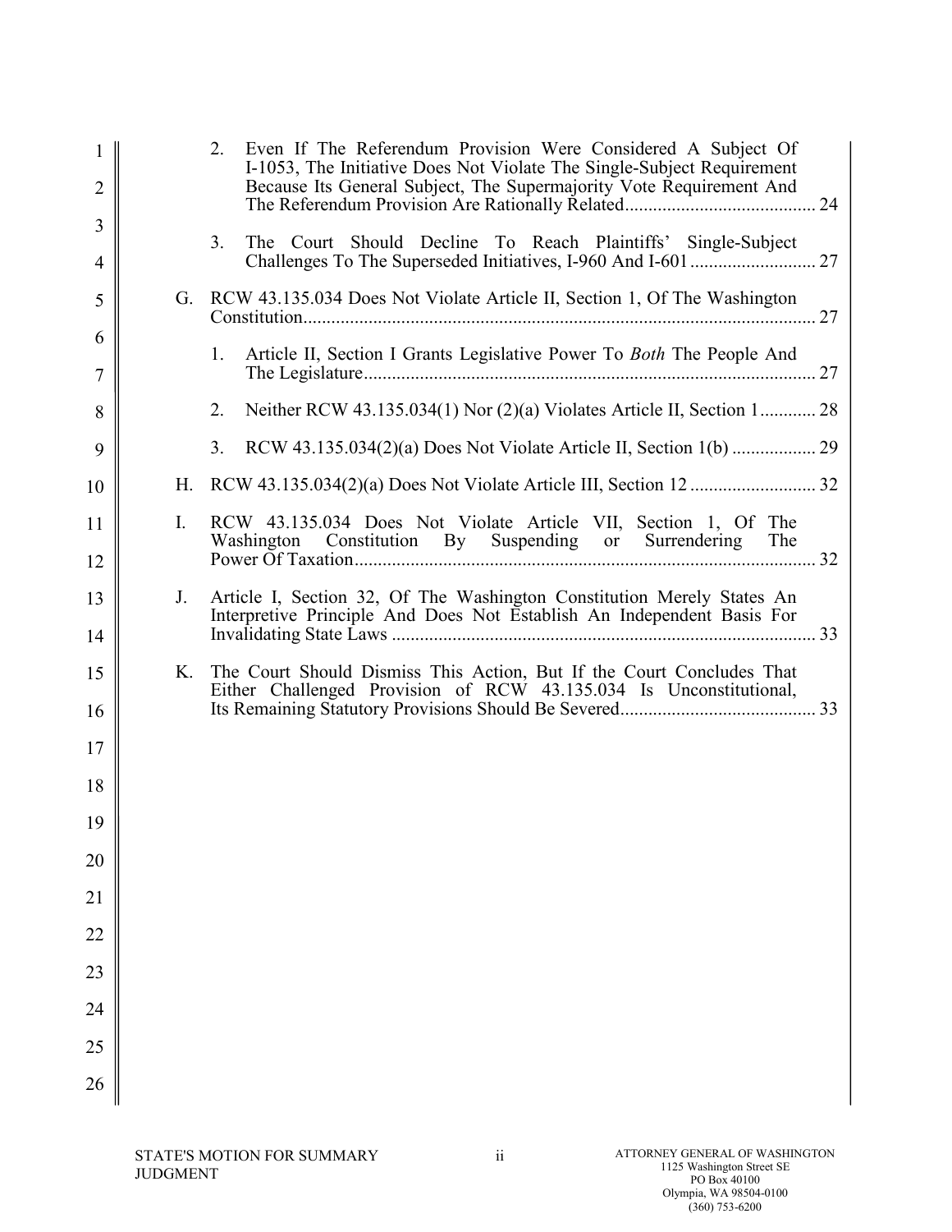2. Even If The Referendum Provision Were Considered A Subject Of I-1053, The Initiative Does Not Violate The Single-Subject Requirement Because Its General Subject, The Supermajority Vote Requirement And The Referendum Provision Are Rationally Related........................................ 24

3. The Court Should Decline To Reach Plaintiffs' Single-Subject Challenges To The Superseded Initiatives, I-960 And I-601........................... 27

G. RCW 43.135.034 Does Not Violate Article II, Section 1, Of The Washington Constitution............................................................................................................ 27

1. Article II, Section I Grants Legislative Power To *Both* The People And The Legislature................................................................................................ 27

2. Neither RCW 43.135.034(1) Nor (2)(a) Violates Article II, Section 1............ 28

3. RCW 43.135.034(2)(a) Does Not Violate Article II, Section 1(b) .................. 29

H. RCW 43.135.034(2)(a) Does Not Violate Article III, Section 12 ........................... 32

I. RCW 43.135.034 Does Not Violate Article VII, Section 1, Of The Washington Constitution By Suspending or Surrendering The Power Of Taxation.................................................................................................. 32

J. Article I, Section 32, Of The Washington Constitution Merely States An Interpretive Principle And Does Not Establish An Independent Basis For Invalidating State Laws .......................................................................................... 33

K. The Court Should Dismiss This Action, But If the Court Concludes That Either Challenged Provision of RCW 43.135.034 Is Unconstitutional, Its Remaining Statutory Provisions Should Be Severed.......................................... 33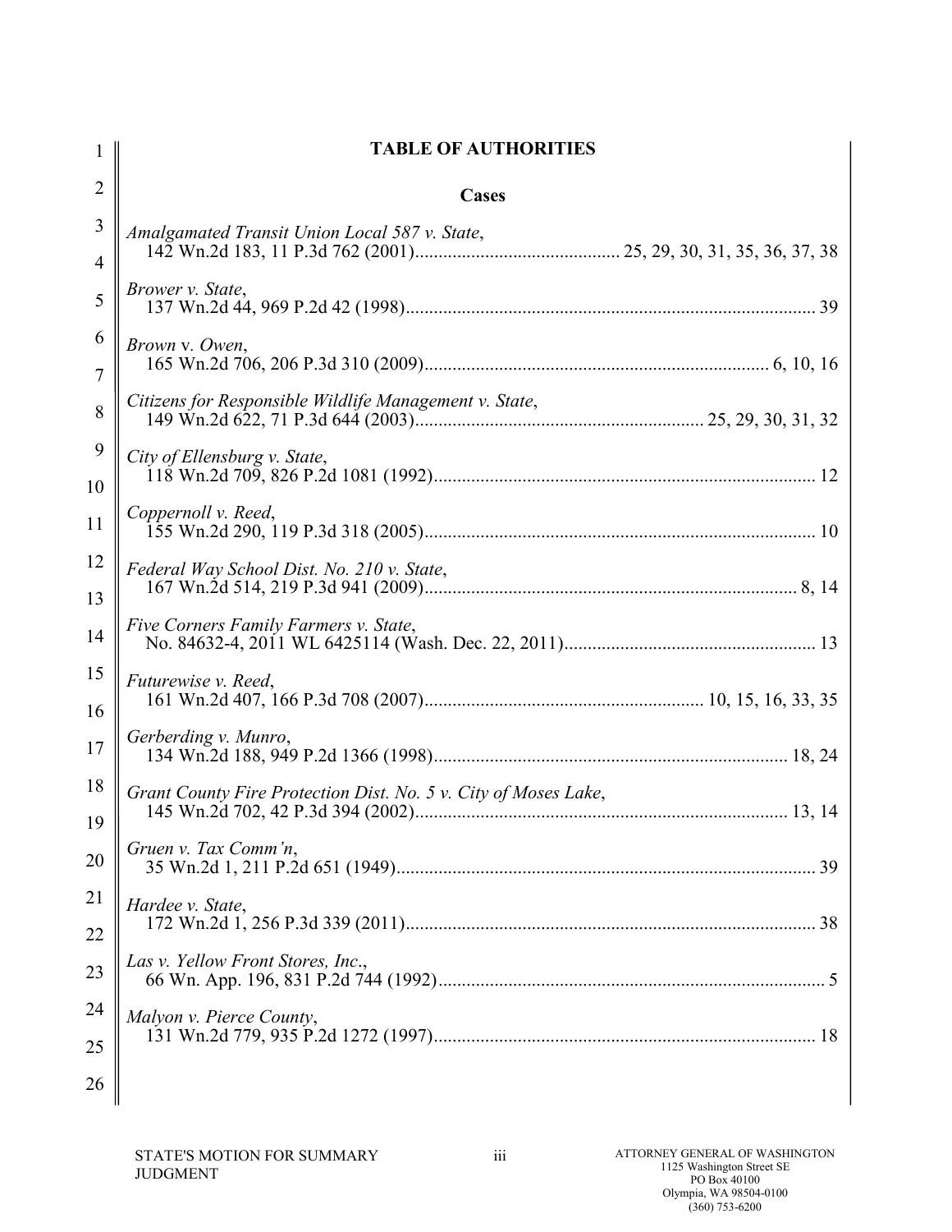# TABLE OF AUTHORITIES

## Cases

*Amalgamated Transit Union Local 587 v. State*,
142 Wn.2d 183, 11 P.3d 762 (2001)........................................... 25, 29, 30, 31, 35, 36, 37, 38

*Brower v. State*,
137 Wn.2d 44, 969 P.2d 42 (1998)....................................................................................... 39

*Brown* v. *Owen*,
165 Wn.2d 706, 206 P.3d 310 (2009)......................................................................... 6, 10, 16

*Citizens for Responsible Wildlife Management v. State*,
149 Wn.2d 622, 71 P.3d 644 (2003)............................................................. 25, 29, 30, 31, 32

*City of Ellensburg v. State*,
118 Wn.2d 709, 826 P.2d 1081 (1992)................................................................................. 12

*Coppernoll v. Reed*,
155 Wn.2d 290, 119 P.3d 318 (2005)................................................................................... 10

*Federal Way School Dist. No. 210 v. State*,
167 Wn.2d 514, 219 P.3d 941 (2009)............................................................................... 8, 14

*Five Corners Family Farmers v. State*,
No. 84632-4, 2011 WL 6425114 (Wash. Dec. 22, 2011)...................................................... 13

*Futurewise v. Reed*,
161 Wn.2d 407, 166 P.3d 708 (2007)........................................................... 10, 15, 16, 33, 35

*Gerberding v. Munro*,
134 Wn.2d 188, 949 P.2d 1366 (1998)........................................................................... 18, 24

*Grant County Fire Protection Dist. No. 5 v. City of Moses Lake*,
145 Wn.2d 702, 42 P.3d 394 (2002)............................................................................... 13, 14

*Gruen v. Tax Comm'n*,
35 Wn.2d 1, 211 P.2d 651 (1949)......................................................................................... 39

*Hardee v. State*,
172 Wn.2d 1, 256 P.3d 339 (2011)....................................................................................... 38

*Las v. Yellow Front Stores, Inc.*,
66 Wn. App. 196, 831 P.2d 744 (1992).................................................................................. 5

*Malyon v. Pierce County*,
131 Wn.2d 779, 935 P.2d 1272 (1997)................................................................................. 18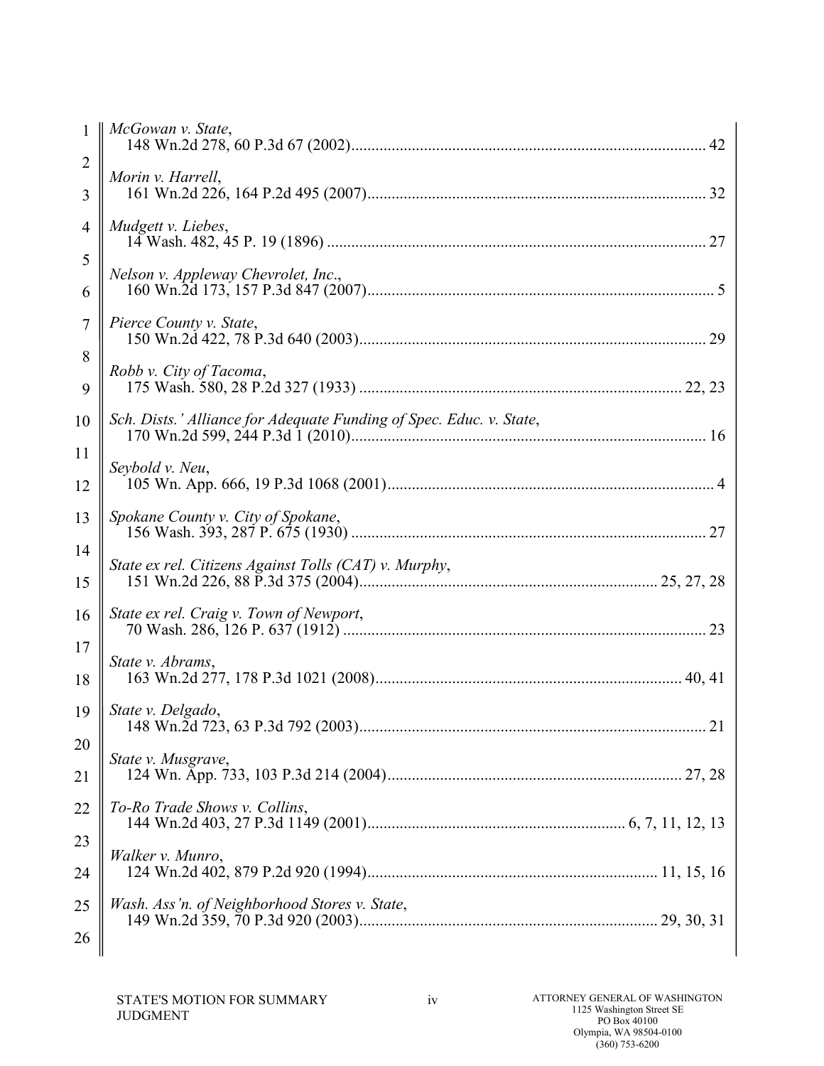*McGowan v. State*,
148 Wn.2d 278, 60 P.3d 67 (2002)........................................................................................ 42

*Morin v. Harrell*,
161 Wn.2d 226, 164 P.2d 495 (2007).................................................................................... 32

*Mudgett v. Liebes*,
14 Wash. 482, 45 P. 19 (1896) ............................................................................................. 27

*Nelson v. Appleway Chevrolet, Inc.*,
160 Wn.2d 173, 157 P.3d 847 (2007)...................................................................................... 5

*Pierce County v. State*,
150 Wn.2d 422, 78 P.3d 640 (2003)...................................................................................... 29

*Robb v. City of Tacoma*,
175 Wash. 580, 28 P.2d 327 (1933) ............................................................................... 22, 23

*Sch. Dists.' Alliance for Adequate Funding of Spec. Educ. v. State*,
170 Wn.2d 599, 244 P.3d 1 (2010)........................................................................................ 16

*Seybold v. Neu*,
105 Wn. App. 666, 19 P.3d 1068 (2001)................................................................................. 4

*Spokane County v. City of Spokane*,
156 Wash. 393, 287 P. 675 (1930) ........................................................................................ 27

*State ex rel. Citizens Against Tolls (CAT) v. Murphy*,
151 Wn.2d 226, 88 P.3d 375 (2004)......................................................................... 25, 27, 28

*State ex rel. Craig v. Town of Newport*,
70 Wash. 286, 126 P. 637 (1912) .......................................................................................... 23

*State v. Abrams*,
163 Wn.2d 277, 178 P.3d 1021 (2008)............................................................................ 40, 41

*State v. Delgado*,
148 Wn.2d 723, 63 P.3d 792 (2003)...................................................................................... 21

*State v. Musgrave*,
124 Wn. App. 733, 103 P.3d 214 (2004)......................................................................... 27, 28

*To-Ro Trade Shows v. Collins*,
144 Wn.2d 403, 27 P.3d 1149 (2001)................................................................ 6, 7, 11, 12, 13

*Walker v. Munro*,
124 Wn.2d 402, 879 P.2d 920 (1994)........................................................................ 11, 15, 16

*Wash. Ass'n. of Neighborhood Stores v. State*,
149 Wn.2d 359, 70 P.3d 920 (2003)......................................................................... 29, 30, 31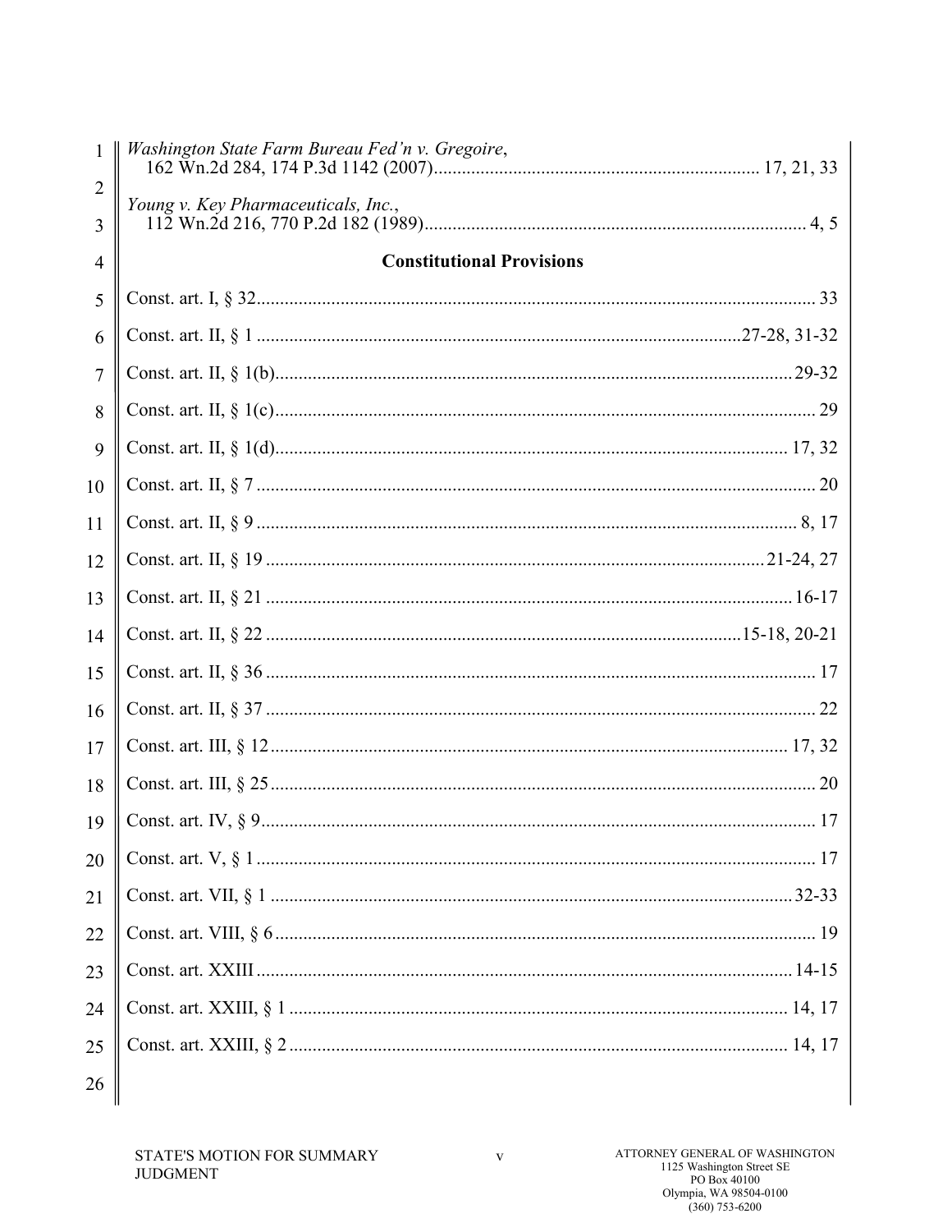*Washington State Farm Bureau Fed'n v. Gregoire*,
162 Wn.2d 284, 174 P.3d 1142 (2007) ..................................................................... 17, 21, 33

*Young v. Key Pharmaceuticals, Inc.*,
112 Wn.2d 216, 770 P.2d 182 (1989) ................................................................................. 4, 5

### Constitutional Provisions

Const. art. I, § 32 ..................................................................................................................... 33

Const. art. II, § 1 ..................................................................................................... 27-28, 31-32

Const. art. II, § 1(b) ............................................................................................................ 29-32

Const. art. II, § 1(c) ................................................................................................................... 29

Const. art. II, § 1(d) ............................................................................................................ 17, 32

Const. art. II, § 7 ...................................................................................................................... 20

Const. art. II, § 9 ................................................................................................................... 8, 17

Const. art. II, § 19 ........................................................................................................ 21-24, 27

Const. art. II, § 21 ................................................................................................................ 16-17

Const. art. II, § 22 ................................................................................................... 15-18, 20-21

Const. art. II, § 36 .................................................................................................................... 17

Const. art. II, § 37 .................................................................................................................... 22

Const. art. III, § 12 ............................................................................................................ 17, 32

Const. art. III, § 25 ................................................................................................................... 20

Const. art. IV, § 9 ..................................................................................................................... 17

Const. art. V, § 1 ...................................................................................................................... 17

Const. art. VII, § 1 ............................................................................................................... 32-33

Const. art. VIII, § 6 .................................................................................................................. 19

Const. art. XXIII ................................................................................................................. 14-15

Const. art. XXIII, § 1 .......................................................................................................... 14, 17

Const. art. XXIII, § 2 .......................................................................................................... 14, 17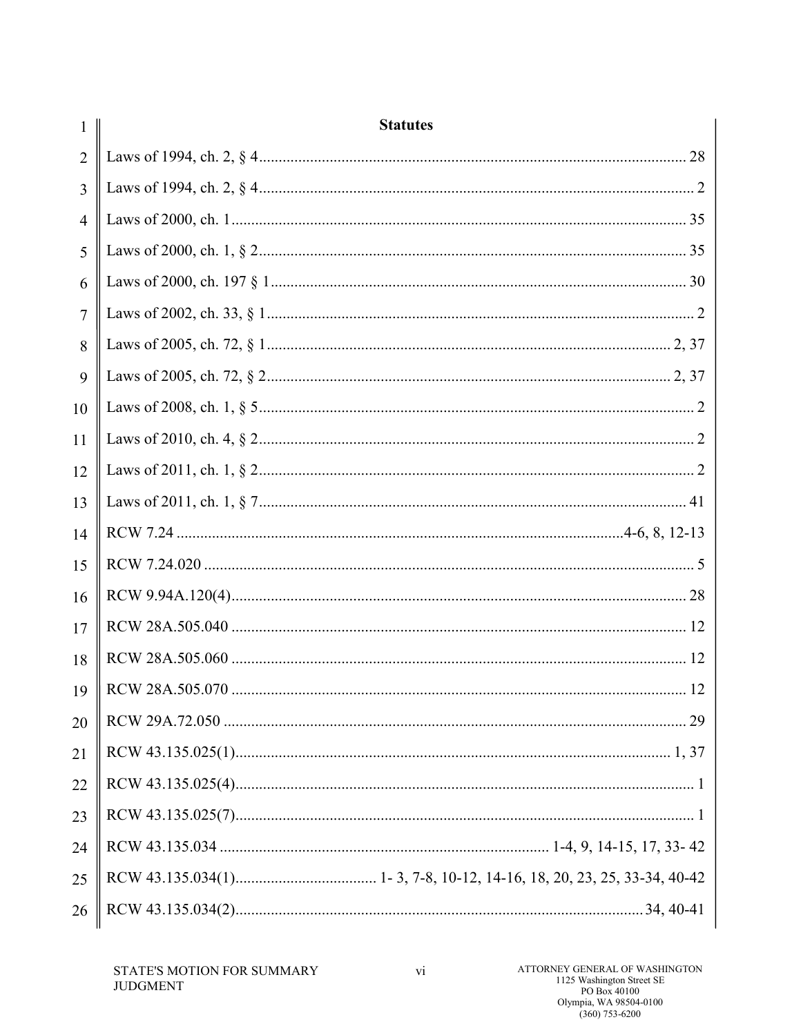**Statutes**

Laws of 1994, ch. 2, § 4 .................... 28

Laws of 1994, ch. 2, § 4 .................... 2

Laws of 2000, ch. 1 .................... 35

Laws of 2000, ch. 1, § 2 .................... 35

Laws of 2000, ch. 197 § 1 .................... 30

Laws of 2002, ch. 33, § 1 .................... 2

Laws of 2005, ch. 72, § 1 .................... 2, 37

Laws of 2005, ch. 72, § 2 .................... 2, 37

Laws of 2008, ch. 1, § 5 .................... 2

Laws of 2010, ch. 4, § 2 .................... 2

Laws of 2011, ch. 1, § 2 .................... 2

Laws of 2011, ch. 1, § 7 .................... 41

RCW 7.24 .................... 4-6, 8, 12-13

RCW 7.24.020 .................... 5

RCW 9.94A.120(4) .................... 28

RCW 28A.505.040 .................... 12

RCW 28A.505.060 .................... 12

RCW 28A.505.070 .................... 12

RCW 29A.72.050 .................... 29

RCW 43.135.025(1) .................... 1, 37

RCW 43.135.025(4) .................... 1

RCW 43.135.025(7) .................... 1

RCW 43.135.034 .................... 1-4, 9, 14-15, 17, 33- 42

RCW 43.135.034(1) .................... 1- 3, 7-8, 10-12, 14-16, 18, 20, 23, 25, 33-34, 40-42

RCW 43.135.034(2) .................... 34, 40-41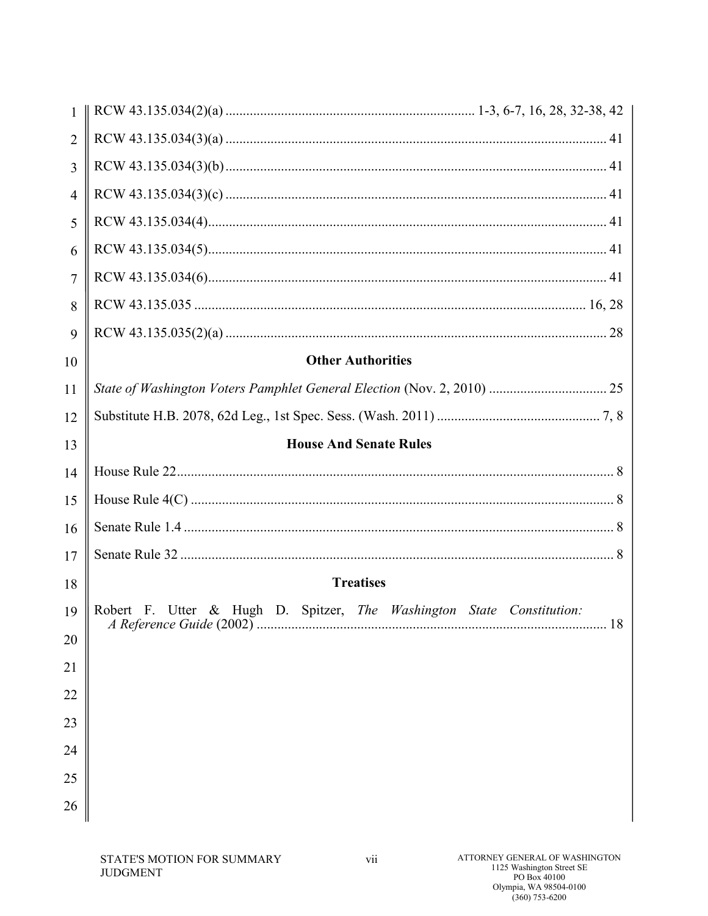RCW 43.135.034(2)(a) ........................................................................ 1-3, 6-7, 16, 28, 32-38, 42

RCW 43.135.034(3)(a) ........................................................................................................... 41

RCW 43.135.034(3)(b) ........................................................................................................... 41

RCW 43.135.034(3)(c) ........................................................................................................... 41

RCW 43.135.034(4)................................................................................................................ 41

RCW 43.135.034(5)................................................................................................................ 41

RCW 43.135.034(6)................................................................................................................ 41

RCW 43.135.035 ............................................................................................................... 16, 28

RCW 43.135.035(2)(a) ........................................................................................................... 28

**Other Authorities**

*State of Washington Voters Pamphlet General Election* (Nov. 2, 2010) ................................. 25

Substitute H.B. 2078, 62d Leg., 1st Spec. Sess. (Wash. 2011) ............................................. 7, 8

**House And Senate Rules**

House Rule 22........................................................................................................................... 8

House Rule 4(C) ....................................................................................................................... 8

Senate Rule 1.4 ......................................................................................................................... 8

Senate Rule 32 .......................................................................................................................... 8

**Treatises**

Robert F. Utter & Hugh D. Spitzer, *The Washington State Constitution: A Reference Guide* (2002) ................................................................................................... 18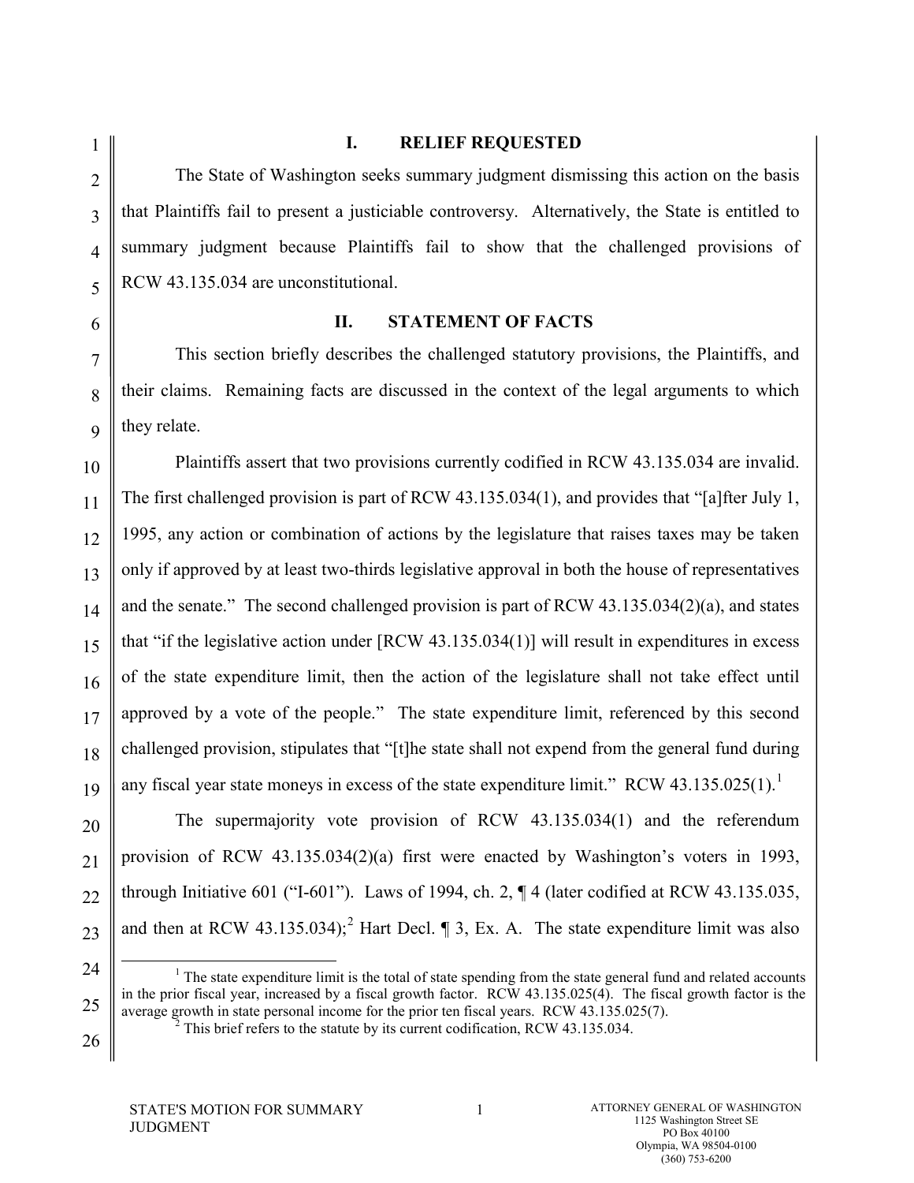## I. RELIEF REQUESTED

The State of Washington seeks summary judgment dismissing this action on the basis that Plaintiffs fail to present a justiciable controversy. Alternatively, the State is entitled to summary judgment because Plaintiffs fail to show that the challenged provisions of RCW 43.135.034 are unconstitutional.

## II. STATEMENT OF FACTS

This section briefly describes the challenged statutory provisions, the Plaintiffs, and their claims. Remaining facts are discussed in the context of the legal arguments to which they relate.

Plaintiffs assert that two provisions currently codified in RCW 43.135.034 are invalid. The first challenged provision is part of RCW 43.135.034(1), and provides that "[a]fter July 1, 1995, any action or combination of actions by the legislature that raises taxes may be taken only if approved by at least two-thirds legislative approval in both the house of representatives and the senate." The second challenged provision is part of RCW 43.135.034(2)(a), and states that "if the legislative action under [RCW 43.135.034(1)] will result in expenditures in excess of the state expenditure limit, then the action of the legislature shall not take effect until approved by a vote of the people." The state expenditure limit, referenced by this second challenged provision, stipulates that "[t]he state shall not expend from the general fund during any fiscal year state moneys in excess of the state expenditure limit." RCW 43.135.025(1).[1]

The supermajority vote provision of RCW 43.135.034(1) and the referendum provision of RCW 43.135.034(2)(a) first were enacted by Washington's voters in 1993, through Initiative 601 ("I-601"). Laws of 1994, ch. 2, ¶ 4 (later codified at RCW 43.135.035, and then at RCW 43.135.034);[2] Hart Decl. ¶ 3, Ex. A. The state expenditure limit was also

---

[1] The state expenditure limit is the total of state spending from the state general fund and related accounts in the prior fiscal year, increased by a fiscal growth factor. RCW 43.135.025(4). The fiscal growth factor is the average growth in state personal income for the prior ten fiscal years. RCW 43.135.025(7).

[2] This brief refers to the statute by its current codification, RCW 43.135.034.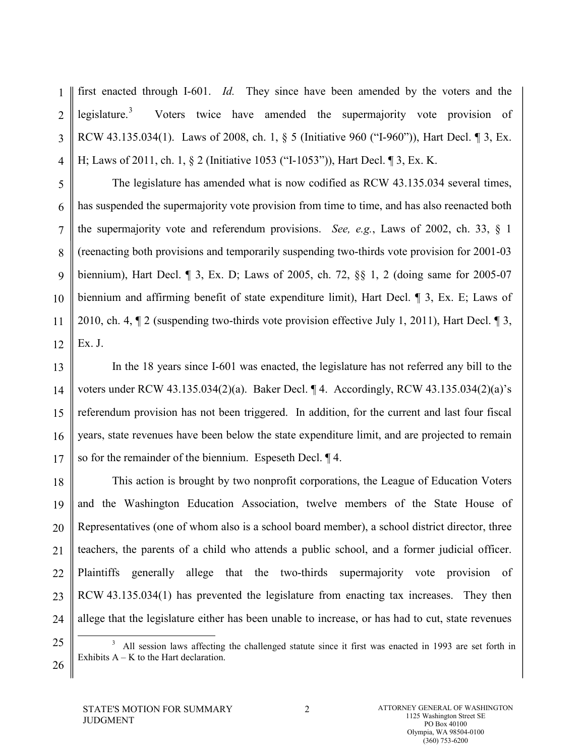first enacted through I-601. *Id.* They since have been amended by the voters and the legislature.[3] Voters twice have amended the supermajority vote provision of RCW 43.135.034(1). Laws of 2008, ch. 1, § 5 (Initiative 960 ("I-960")), Hart Decl. ¶ 3, Ex. H; Laws of 2011, ch. 1, § 2 (Initiative 1053 ("I-1053")), Hart Decl. ¶ 3, Ex. K.

The legislature has amended what is now codified as RCW 43.135.034 several times, has suspended the supermajority vote provision from time to time, and has also reenacted both the supermajority vote and referendum provisions. *See, e.g.*, Laws of 2002, ch. 33, § 1 (reenacting both provisions and temporarily suspending two-thirds vote provision for 2001-03 biennium), Hart Decl. ¶ 3, Ex. D; Laws of 2005, ch. 72, §§ 1, 2 (doing same for 2005-07 biennium and affirming benefit of state expenditure limit), Hart Decl. ¶ 3, Ex. E; Laws of 2010, ch. 4, ¶ 2 (suspending two-thirds vote provision effective July 1, 2011), Hart Decl. ¶ 3, Ex. J.

In the 18 years since I-601 was enacted, the legislature has not referred any bill to the voters under RCW 43.135.034(2)(a). Baker Decl. ¶ 4. Accordingly, RCW 43.135.034(2)(a)'s referendum provision has not been triggered. In addition, for the current and last four fiscal years, state revenues have been below the state expenditure limit, and are projected to remain so for the remainder of the biennium. Espeseth Decl. ¶ 4.

This action is brought by two nonprofit corporations, the League of Education Voters and the Washington Education Association, twelve members of the State House of Representatives (one of whom also is a school board member), a school district director, three teachers, the parents of a child who attends a public school, and a former judicial officer. Plaintiffs generally allege that the two-thirds supermajority vote provision of RCW 43.135.034(1) has prevented the legislature from enacting tax increases. They then allege that the legislature either has been unable to increase, or has had to cut, state revenues

[3] All session laws affecting the challenged statute since it first was enacted in 1993 are set forth in Exhibits A – K to the Hart declaration.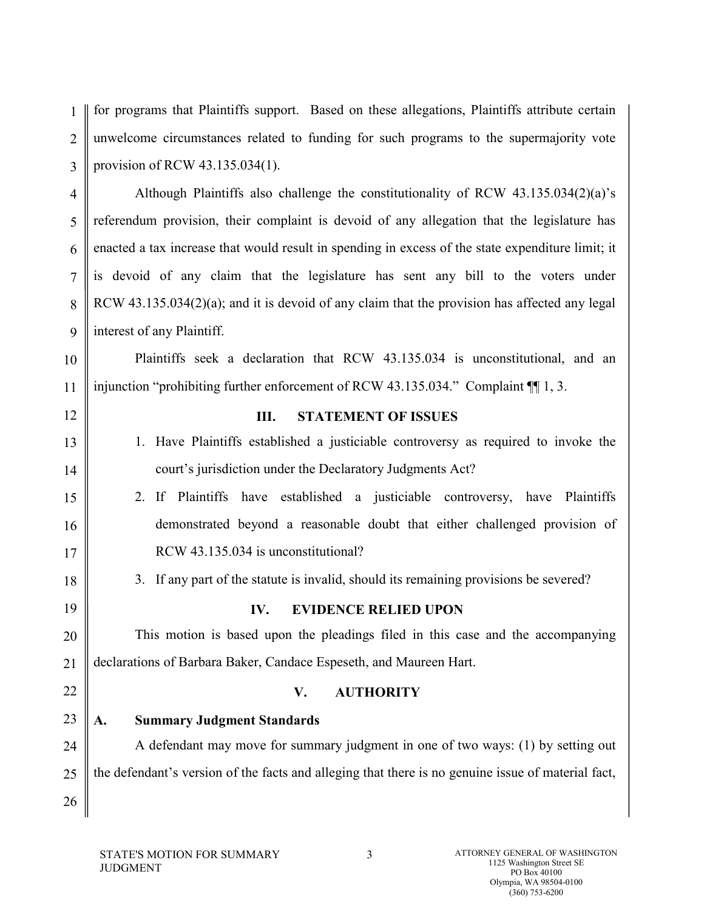for programs that Plaintiffs support. Based on these allegations, Plaintiffs attribute certain unwelcome circumstances related to funding for such programs to the supermajority vote provision of RCW 43.135.034(1).

Although Plaintiffs also challenge the constitutionality of RCW 43.135.034(2)(a)'s referendum provision, their complaint is devoid of any allegation that the legislature has enacted a tax increase that would result in spending in excess of the state expenditure limit; it is devoid of any claim that the legislature has sent any bill to the voters under RCW 43.135.034(2)(a); and it is devoid of any claim that the provision has affected any legal interest of any Plaintiff.

Plaintiffs seek a declaration that RCW 43.135.034 is unconstitutional, and an injunction "prohibiting further enforcement of RCW 43.135.034." Complaint ¶¶ 1, 3.

## III. STATEMENT OF ISSUES

1. Have Plaintiffs established a justiciable controversy as required to invoke the court's jurisdiction under the Declaratory Judgments Act?
2. If Plaintiffs have established a justiciable controversy, have Plaintiffs demonstrated beyond a reasonable doubt that either challenged provision of RCW 43.135.034 is unconstitutional?
3. If any part of the statute is invalid, should its remaining provisions be severed?

## IV. EVIDENCE RELIED UPON

This motion is based upon the pleadings filed in this case and the accompanying declarations of Barbara Baker, Candace Espeseth, and Maureen Hart.

## V. AUTHORITY

### A. Summary Judgment Standards

A defendant may move for summary judgment in one of two ways: (1) by setting out the defendant's version of the facts and alleging that there is no genuine issue of material fact,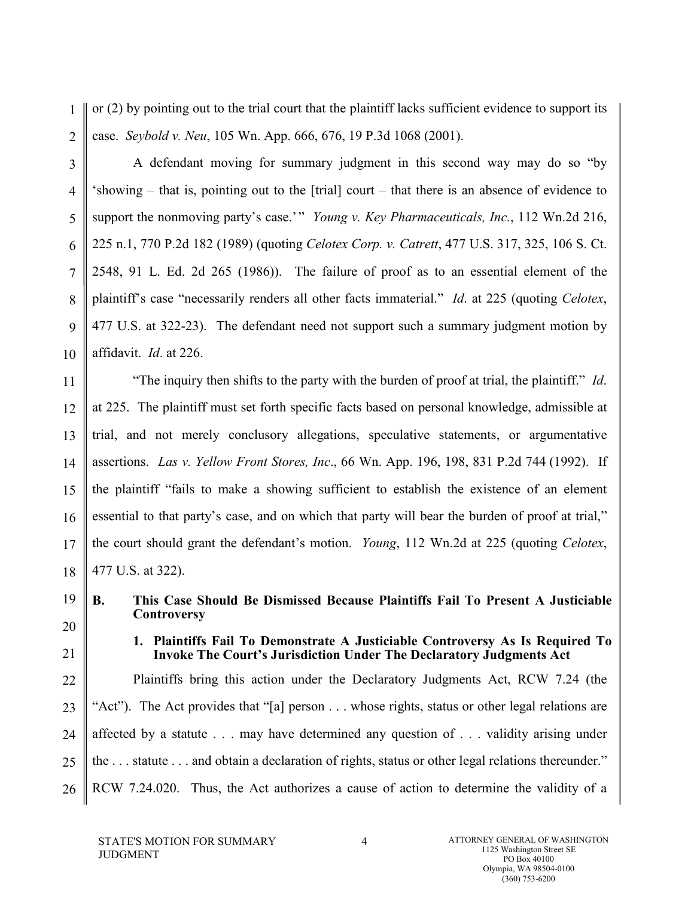or (2) by pointing out to the trial court that the plaintiff lacks sufficient evidence to support its case. *Seybold v. Neu*, 105 Wn. App. 666, 676, 19 P.3d 1068 (2001).

A defendant moving for summary judgment in this second way may do so "by 'showing – that is, pointing out to the [trial] court – that there is an absence of evidence to support the nonmoving party's case.' " *Young v. Key Pharmaceuticals, Inc.*, 112 Wn.2d 216, 225 n.1, 770 P.2d 182 (1989) (quoting *Celotex Corp. v. Catrett*, 477 U.S. 317, 325, 106 S. Ct. 2548, 91 L. Ed. 2d 265 (1986)). The failure of proof as to an essential element of the plaintiff's case "necessarily renders all other facts immaterial." *Id*. at 225 (quoting *Celotex*, 477 U.S. at 322-23). The defendant need not support such a summary judgment motion by affidavit. *Id*. at 226.

"The inquiry then shifts to the party with the burden of proof at trial, the plaintiff." *Id*. at 225. The plaintiff must set forth specific facts based on personal knowledge, admissible at trial, and not merely conclusory allegations, speculative statements, or argumentative assertions. *Las v. Yellow Front Stores, Inc*., 66 Wn. App. 196, 198, 831 P.2d 744 (1992). If the plaintiff "fails to make a showing sufficient to establish the existence of an element essential to that party's case, and on which that party will bear the burden of proof at trial," the court should grant the defendant's motion. *Young*, 112 Wn.2d at 225 (quoting *Celotex*, 477 U.S. at 322).

## B. This Case Should Be Dismissed Because Plaintiffs Fail To Present A Justiciable Controversy

### 1. Plaintiffs Fail To Demonstrate A Justiciable Controversy As Is Required To Invoke The Court's Jurisdiction Under The Declaratory Judgments Act

Plaintiffs bring this action under the Declaratory Judgments Act, RCW 7.24 (the "Act"). The Act provides that "[a] person . . . whose rights, status or other legal relations are affected by a statute . . . may have determined any question of . . . validity arising under the . . . statute . . . and obtain a declaration of rights, status or other legal relations thereunder." RCW 7.24.020. Thus, the Act authorizes a cause of action to determine the validity of a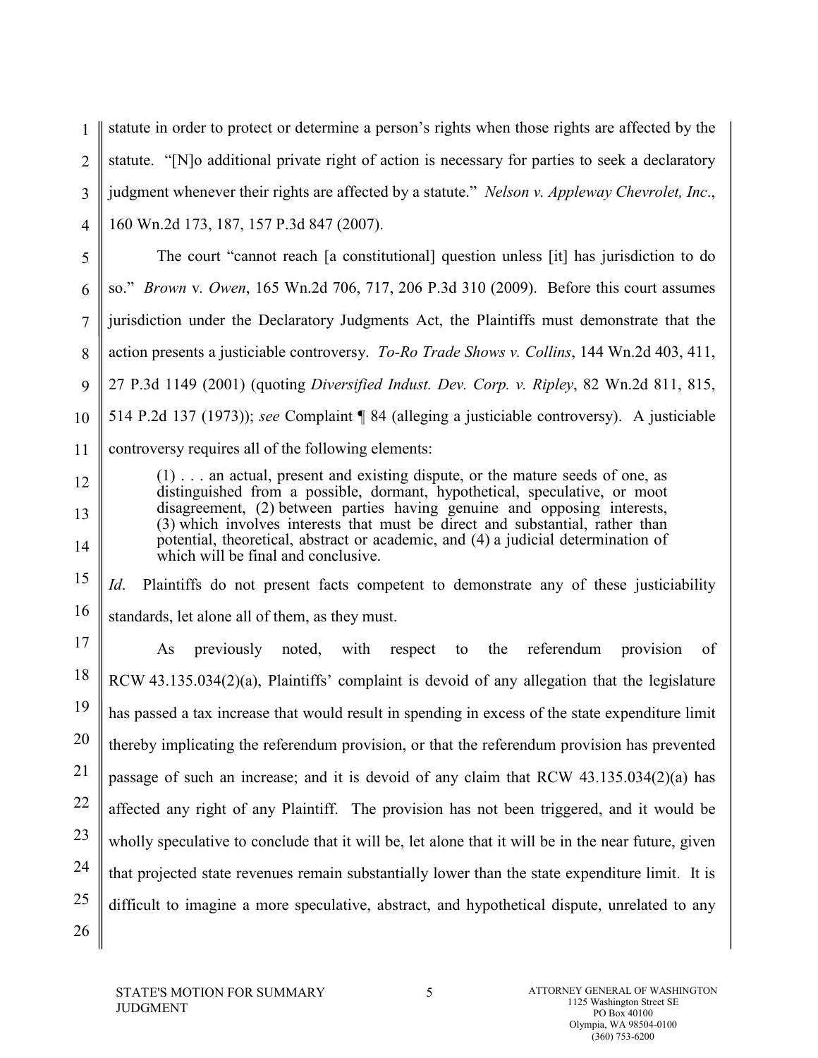statute in order to protect or determine a person's rights when those rights are affected by the statute. "[N]o additional private right of action is necessary for parties to seek a declaratory judgment whenever their rights are affected by a statute." *Nelson v. Appleway Chevrolet, Inc*., 160 Wn.2d 173, 187, 157 P.3d 847 (2007).

The court "cannot reach [a constitutional] question unless [it] has jurisdiction to do so." *Brown* v. *Owen*, 165 Wn.2d 706, 717, 206 P.3d 310 (2009). Before this court assumes jurisdiction under the Declaratory Judgments Act, the Plaintiffs must demonstrate that the action presents a justiciable controversy. *To-Ro Trade Shows v. Collins*, 144 Wn.2d 403, 411, 27 P.3d 1149 (2001) (quoting *Diversified Indust. Dev. Corp. v. Ripley*, 82 Wn.2d 811, 815, 514 P.2d 137 (1973)); *see* Complaint ¶ 84 (alleging a justiciable controversy). A justiciable controversy requires all of the following elements:

> (1) . . . an actual, present and existing dispute, or the mature seeds of one, as distinguished from a possible, dormant, hypothetical, speculative, or moot disagreement, (2) between parties having genuine and opposing interests, (3) which involves interests that must be direct and substantial, rather than potential, theoretical, abstract or academic, and (4) a judicial determination of which will be final and conclusive.

*Id*. Plaintiffs do not present facts competent to demonstrate any of these justiciability standards, let alone all of them, as they must.

As previously noted, with respect to the referendum provision of RCW 43.135.034(2)(a), Plaintiffs' complaint is devoid of any allegation that the legislature has passed a tax increase that would result in spending in excess of the state expenditure limit thereby implicating the referendum provision, or that the referendum provision has prevented passage of such an increase; and it is devoid of any claim that RCW 43.135.034(2)(a) has affected any right of any Plaintiff. The provision has not been triggered, and it would be wholly speculative to conclude that it will be, let alone that it will be in the near future, given that projected state revenues remain substantially lower than the state expenditure limit. It is difficult to imagine a more speculative, abstract, and hypothetical dispute, unrelated to any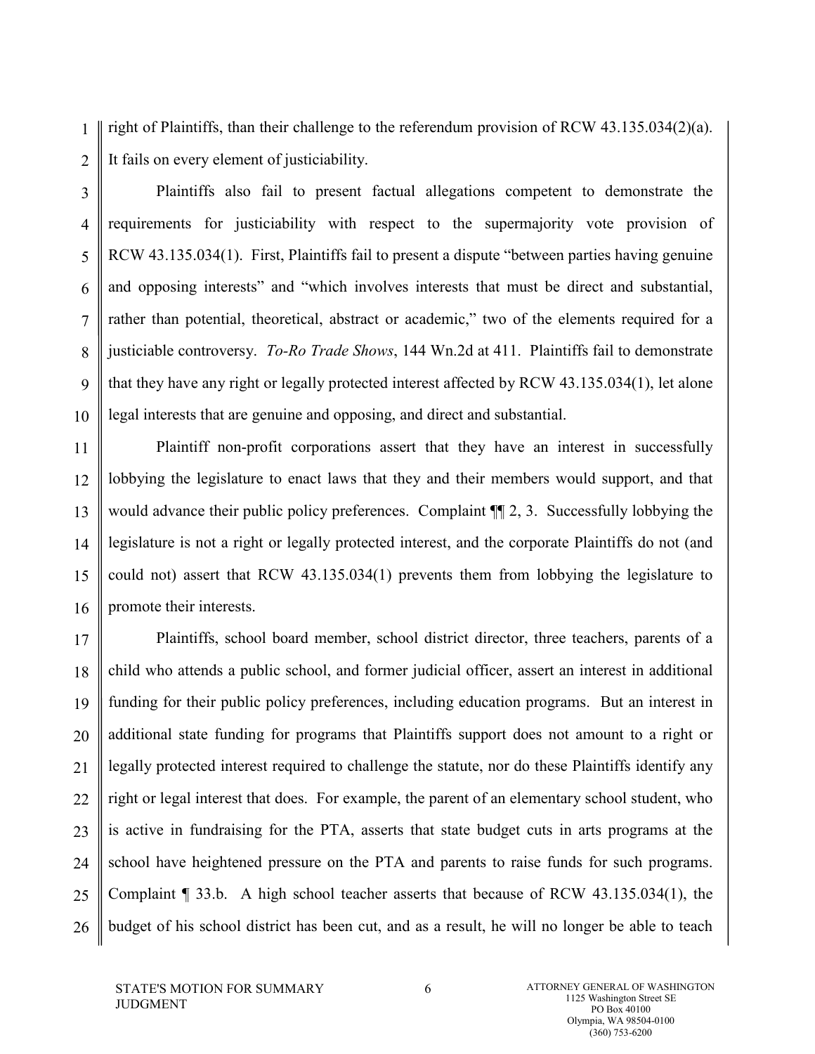right of Plaintiffs, than their challenge to the referendum provision of RCW 43.135.034(2)(a). It fails on every element of justiciability.

Plaintiffs also fail to present factual allegations competent to demonstrate the requirements for justiciability with respect to the supermajority vote provision of RCW 43.135.034(1). First, Plaintiffs fail to present a dispute "between parties having genuine and opposing interests" and "which involves interests that must be direct and substantial, rather than potential, theoretical, abstract or academic," two of the elements required for a justiciable controversy. *To-Ro Trade Shows*, 144 Wn.2d at 411. Plaintiffs fail to demonstrate that they have any right or legally protected interest affected by RCW 43.135.034(1), let alone legal interests that are genuine and opposing, and direct and substantial.

Plaintiff non-profit corporations assert that they have an interest in successfully lobbying the legislature to enact laws that they and their members would support, and that would advance their public policy preferences. Complaint ¶¶ 2, 3. Successfully lobbying the legislature is not a right or legally protected interest, and the corporate Plaintiffs do not (and could not) assert that RCW 43.135.034(1) prevents them from lobbying the legislature to promote their interests.

Plaintiffs, school board member, school district director, three teachers, parents of a child who attends a public school, and former judicial officer, assert an interest in additional funding for their public policy preferences, including education programs. But an interest in additional state funding for programs that Plaintiffs support does not amount to a right or legally protected interest required to challenge the statute, nor do these Plaintiffs identify any right or legal interest that does. For example, the parent of an elementary school student, who is active in fundraising for the PTA, asserts that state budget cuts in arts programs at the school have heightened pressure on the PTA and parents to raise funds for such programs. Complaint ¶ 33.b. A high school teacher asserts that because of RCW 43.135.034(1), the budget of his school district has been cut, and as a result, he will no longer be able to teach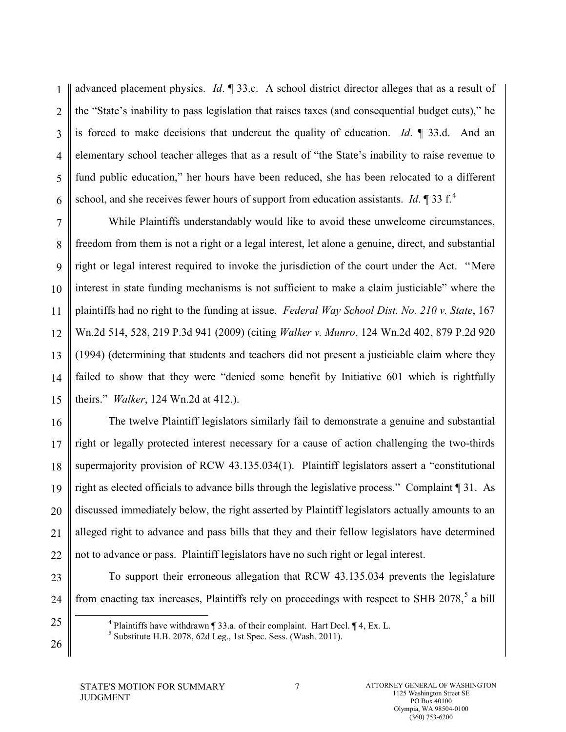advanced placement physics. *Id*. ¶ 33.c. A school district director alleges that as a result of the "State's inability to pass legislation that raises taxes (and consequential budget cuts)," he is forced to make decisions that undercut the quality of education. *Id*. ¶ 33.d. And an elementary school teacher alleges that as a result of "the State's inability to raise revenue to fund public education," her hours have been reduced, she has been relocated to a different school, and she receives fewer hours of support from education assistants. *Id*. ¶ 33 f.[4]

While Plaintiffs understandably would like to avoid these unwelcome circumstances, freedom from them is not a right or a legal interest, let alone a genuine, direct, and substantial right or legal interest required to invoke the jurisdiction of the court under the Act. "Mere interest in state funding mechanisms is not sufficient to make a claim justiciable" where the plaintiffs had no right to the funding at issue. *Federal Way School Dist. No. 210 v. State*, 167 Wn.2d 514, 528, 219 P.3d 941 (2009) (citing *Walker v. Munro*, 124 Wn.2d 402, 879 P.2d 920 (1994) (determining that students and teachers did not present a justiciable claim where they failed to show that they were "denied some benefit by Initiative 601 which is rightfully theirs." *Walker*, 124 Wn.2d at 412.).

The twelve Plaintiff legislators similarly fail to demonstrate a genuine and substantial right or legally protected interest necessary for a cause of action challenging the two-thirds supermajority provision of RCW 43.135.034(1). Plaintiff legislators assert a "constitutional right as elected officials to advance bills through the legislative process." Complaint ¶ 31. As discussed immediately below, the right asserted by Plaintiff legislators actually amounts to an alleged right to advance and pass bills that they and their fellow legislators have determined not to advance or pass. Plaintiff legislators have no such right or legal interest.

To support their erroneous allegation that RCW 43.135.034 prevents the legislature from enacting tax increases, Plaintiffs rely on proceedings with respect to SHB 2078,[5] a bill

---

[4] Plaintiffs have withdrawn ¶ 33.a. of their complaint. Hart Decl. ¶ 4, Ex. L.

[5] Substitute H.B. 2078, 62d Leg., 1st Spec. Sess. (Wash. 2011).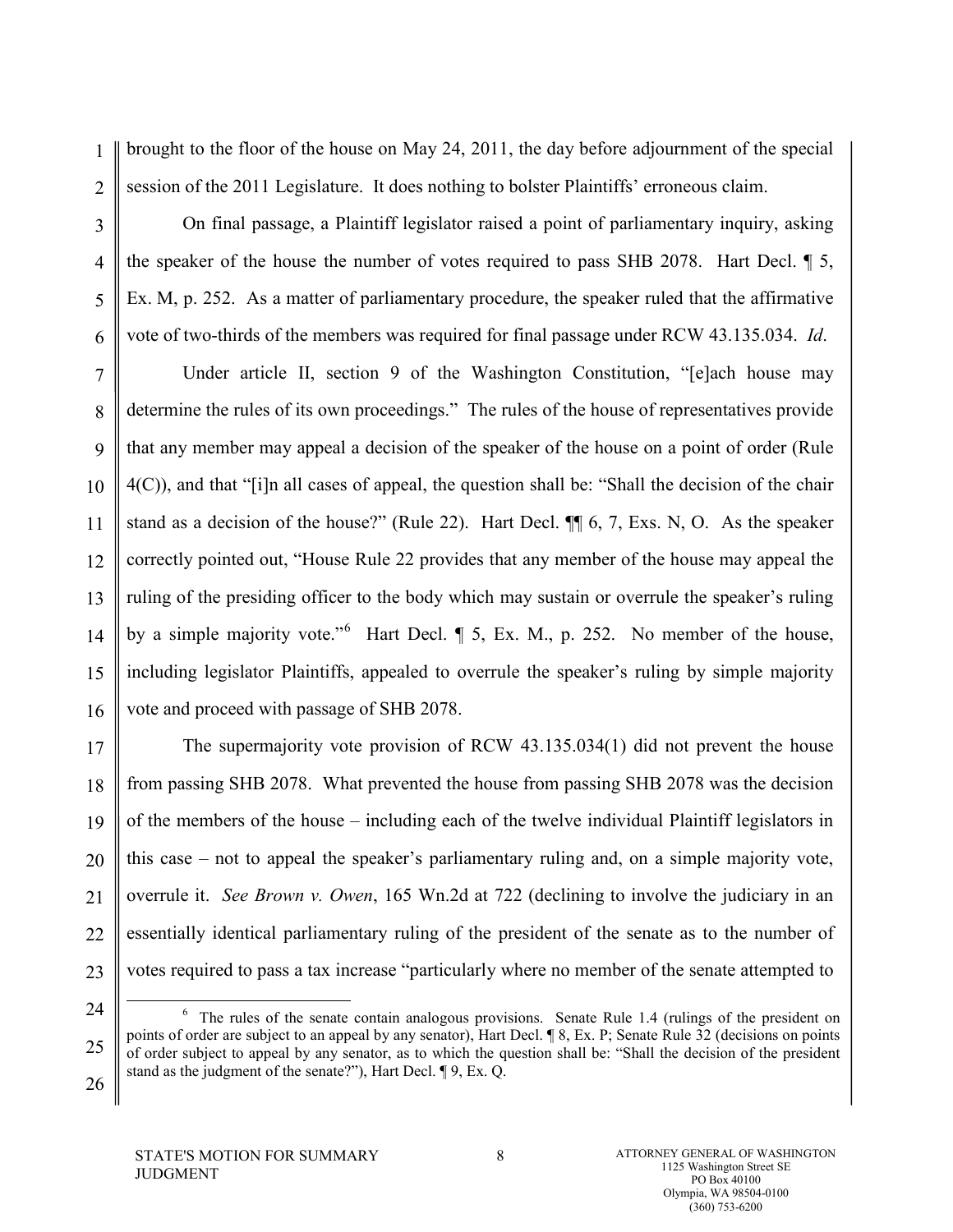brought to the floor of the house on May 24, 2011, the day before adjournment of the special session of the 2011 Legislature. It does nothing to bolster Plaintiffs' erroneous claim.

On final passage, a Plaintiff legislator raised a point of parliamentary inquiry, asking the speaker of the house the number of votes required to pass SHB 2078. Hart Decl. ¶ 5, Ex. M, p. 252. As a matter of parliamentary procedure, the speaker ruled that the affirmative vote of two-thirds of the members was required for final passage under RCW 43.135.034. *Id*.

Under article II, section 9 of the Washington Constitution, "[e]ach house may determine the rules of its own proceedings." The rules of the house of representatives provide that any member may appeal a decision of the speaker of the house on a point of order (Rule 4(C)), and that "[i]n all cases of appeal, the question shall be: "Shall the decision of the chair stand as a decision of the house?" (Rule 22). Hart Decl. ¶¶ 6, 7, Exs. N, O. As the speaker correctly pointed out, "House Rule 22 provides that any member of the house may appeal the ruling of the presiding officer to the body which may sustain or overrule the speaker's ruling by a simple majority vote."[6] Hart Decl. ¶ 5, Ex. M., p. 252. No member of the house, including legislator Plaintiffs, appealed to overrule the speaker's ruling by simple majority vote and proceed with passage of SHB 2078.

The supermajority vote provision of RCW 43.135.034(1) did not prevent the house from passing SHB 2078. What prevented the house from passing SHB 2078 was the decision of the members of the house – including each of the twelve individual Plaintiff legislators in this case – not to appeal the speaker's parliamentary ruling and, on a simple majority vote, overrule it. *See Brown v. Owen*, 165 Wn.2d at 722 (declining to involve the judiciary in an essentially identical parliamentary ruling of the president of the senate as to the number of votes required to pass a tax increase "particularly where no member of the senate attempted to

---

[6] The rules of the senate contain analogous provisions. Senate Rule 1.4 (rulings of the president on points of order are subject to an appeal by any senator), Hart Decl. ¶ 8, Ex. P; Senate Rule 32 (decisions on points of order subject to appeal by any senator, as to which the question shall be: "Shall the decision of the president stand as the judgment of the senate?"), Hart Decl. ¶ 9, Ex. Q.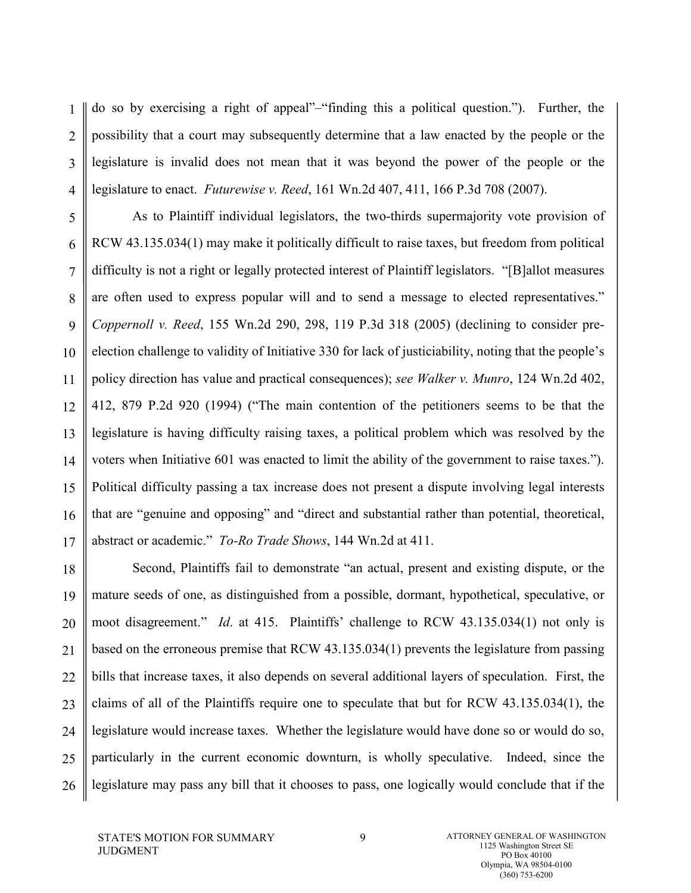do so by exercising a right of appeal"–"finding this a political question."). Further, the possibility that a court may subsequently determine that a law enacted by the people or the legislature is invalid does not mean that it was beyond the power of the people or the legislature to enact. *Futurewise v. Reed*, 161 Wn.2d 407, 411, 166 P.3d 708 (2007).

As to Plaintiff individual legislators, the two-thirds supermajority vote provision of RCW 43.135.034(1) may make it politically difficult to raise taxes, but freedom from political difficulty is not a right or legally protected interest of Plaintiff legislators. "[B]allot measures are often used to express popular will and to send a message to elected representatives." *Coppernoll v. Reed*, 155 Wn.2d 290, 298, 119 P.3d 318 (2005) (declining to consider pre-election challenge to validity of Initiative 330 for lack of justiciability, noting that the people's policy direction has value and practical consequences); *see Walker v. Munro*, 124 Wn.2d 402, 412, 879 P.2d 920 (1994) ("The main contention of the petitioners seems to be that the legislature is having difficulty raising taxes, a political problem which was resolved by the voters when Initiative 601 was enacted to limit the ability of the government to raise taxes."). Political difficulty passing a tax increase does not present a dispute involving legal interests that are "genuine and opposing" and "direct and substantial rather than potential, theoretical, abstract or academic." *To-Ro Trade Shows*, 144 Wn.2d at 411.

Second, Plaintiffs fail to demonstrate "an actual, present and existing dispute, or the mature seeds of one, as distinguished from a possible, dormant, hypothetical, speculative, or moot disagreement." *Id*. at 415. Plaintiffs' challenge to RCW 43.135.034(1) not only is based on the erroneous premise that RCW 43.135.034(1) prevents the legislature from passing bills that increase taxes, it also depends on several additional layers of speculation. First, the claims of all of the Plaintiffs require one to speculate that but for RCW 43.135.034(1), the legislature would increase taxes. Whether the legislature would have done so or would do so, particularly in the current economic downturn, is wholly speculative. Indeed, since the legislature may pass any bill that it chooses to pass, one logically would conclude that if the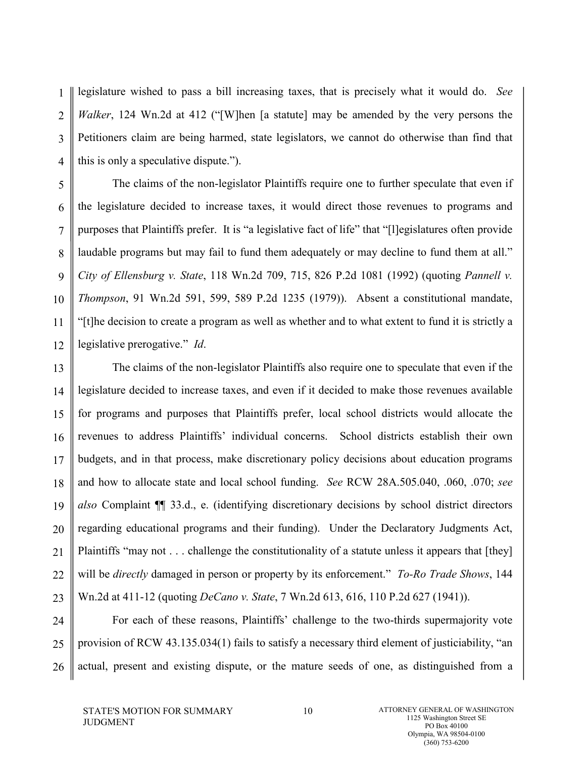legislature wished to pass a bill increasing taxes, that is precisely what it would do. *See Walker*, 124 Wn.2d at 412 ("[W]hen [a statute] may be amended by the very persons the Petitioners claim are being harmed, state legislators, we cannot do otherwise than find that this is only a speculative dispute.").

The claims of the non-legislator Plaintiffs require one to further speculate that even if the legislature decided to increase taxes, it would direct those revenues to programs and purposes that Plaintiffs prefer. It is "a legislative fact of life" that "[l]egislatures often provide laudable programs but may fail to fund them adequately or may decline to fund them at all." *City of Ellensburg v. State*, 118 Wn.2d 709, 715, 826 P.2d 1081 (1992) (quoting *Pannell v. Thompson*, 91 Wn.2d 591, 599, 589 P.2d 1235 (1979)). Absent a constitutional mandate, "[t]he decision to create a program as well as whether and to what extent to fund it is strictly a legislative prerogative." *Id*.

The claims of the non-legislator Plaintiffs also require one to speculate that even if the legislature decided to increase taxes, and even if it decided to make those revenues available for programs and purposes that Plaintiffs prefer, local school districts would allocate the revenues to address Plaintiffs' individual concerns. School districts establish their own budgets, and in that process, make discretionary policy decisions about education programs and how to allocate state and local school funding. *See* RCW 28A.505.040, .060, .070; *see also* Complaint ¶¶ 33.d., e. (identifying discretionary decisions by school district directors regarding educational programs and their funding). Under the Declaratory Judgments Act, Plaintiffs "may not . . . challenge the constitutionality of a statute unless it appears that [they] will be *directly* damaged in person or property by its enforcement." *To-Ro Trade Shows*, 144 Wn.2d at 411-12 (quoting *DeCano v. State*, 7 Wn.2d 613, 616, 110 P.2d 627 (1941)).

For each of these reasons, Plaintiffs' challenge to the two-thirds supermajority vote provision of RCW 43.135.034(1) fails to satisfy a necessary third element of justiciability, "an actual, present and existing dispute, or the mature seeds of one, as distinguished from a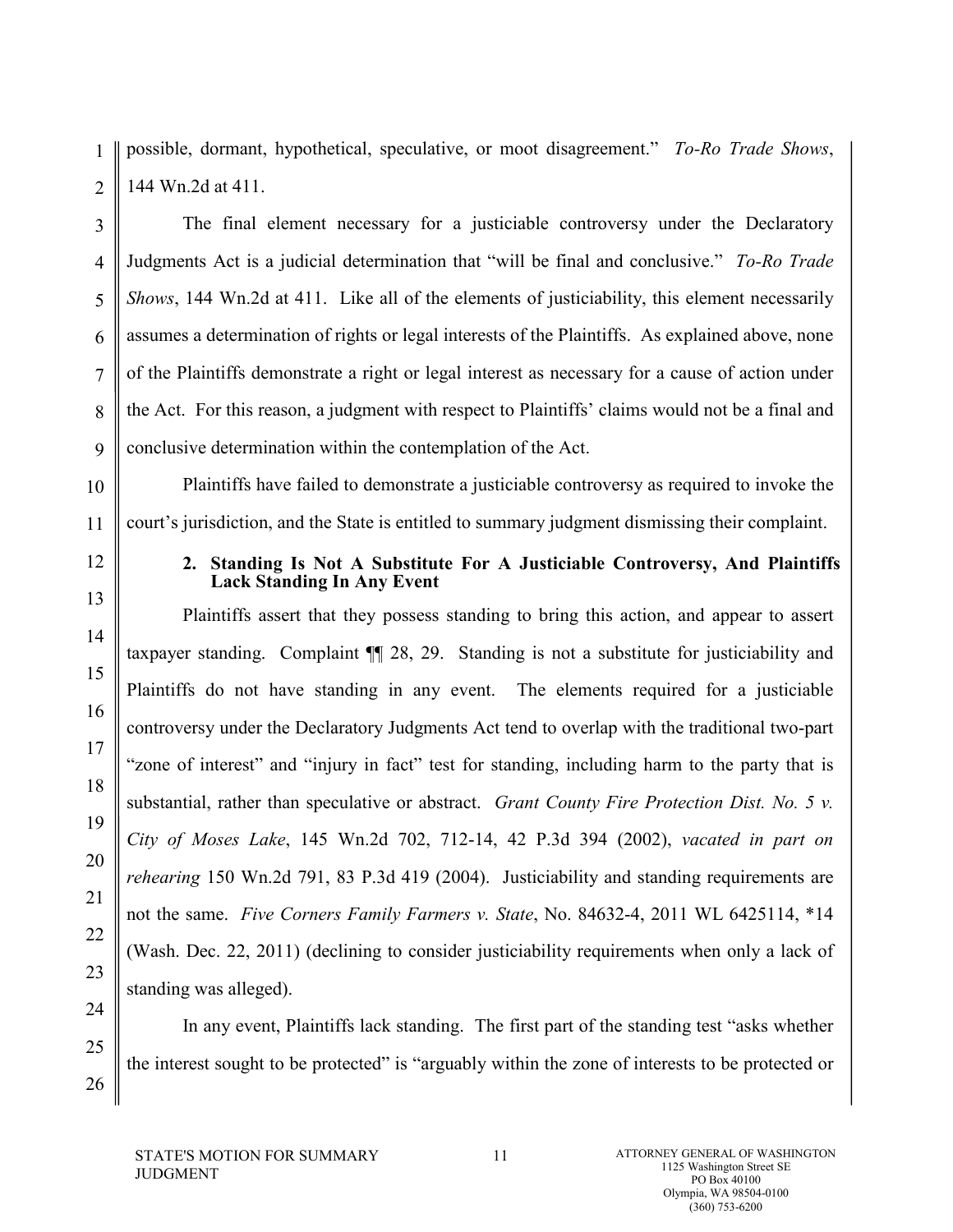possible, dormant, hypothetical, speculative, or moot disagreement." *To-Ro Trade Shows*, 144 Wn.2d at 411.

The final element necessary for a justiciable controversy under the Declaratory Judgments Act is a judicial determination that "will be final and conclusive." *To-Ro Trade Shows*, 144 Wn.2d at 411. Like all of the elements of justiciability, this element necessarily assumes a determination of rights or legal interests of the Plaintiffs. As explained above, none of the Plaintiffs demonstrate a right or legal interest as necessary for a cause of action under the Act. For this reason, a judgment with respect to Plaintiffs' claims would not be a final and conclusive determination within the contemplation of the Act.

Plaintiffs have failed to demonstrate a justiciable controversy as required to invoke the court's jurisdiction, and the State is entitled to summary judgment dismissing their complaint.

### 2. Standing Is Not A Substitute For A Justiciable Controversy, And Plaintiffs Lack Standing In Any Event

Plaintiffs assert that they possess standing to bring this action, and appear to assert taxpayer standing. Complaint ¶¶ 28, 29. Standing is not a substitute for justiciability and Plaintiffs do not have standing in any event. The elements required for a justiciable controversy under the Declaratory Judgments Act tend to overlap with the traditional two-part "zone of interest" and "injury in fact" test for standing, including harm to the party that is substantial, rather than speculative or abstract. *Grant County Fire Protection Dist. No. 5 v. City of Moses Lake*, 145 Wn.2d 702, 712-14, 42 P.3d 394 (2002), *vacated in part on rehearing* 150 Wn.2d 791, 83 P.3d 419 (2004). Justiciability and standing requirements are not the same. *Five Corners Family Farmers v. State*, No. 84632-4, 2011 WL 6425114, \*14 (Wash. Dec. 22, 2011) (declining to consider justiciability requirements when only a lack of standing was alleged).

In any event, Plaintiffs lack standing. The first part of the standing test "asks whether the interest sought to be protected" is "arguably within the zone of interests to be protected or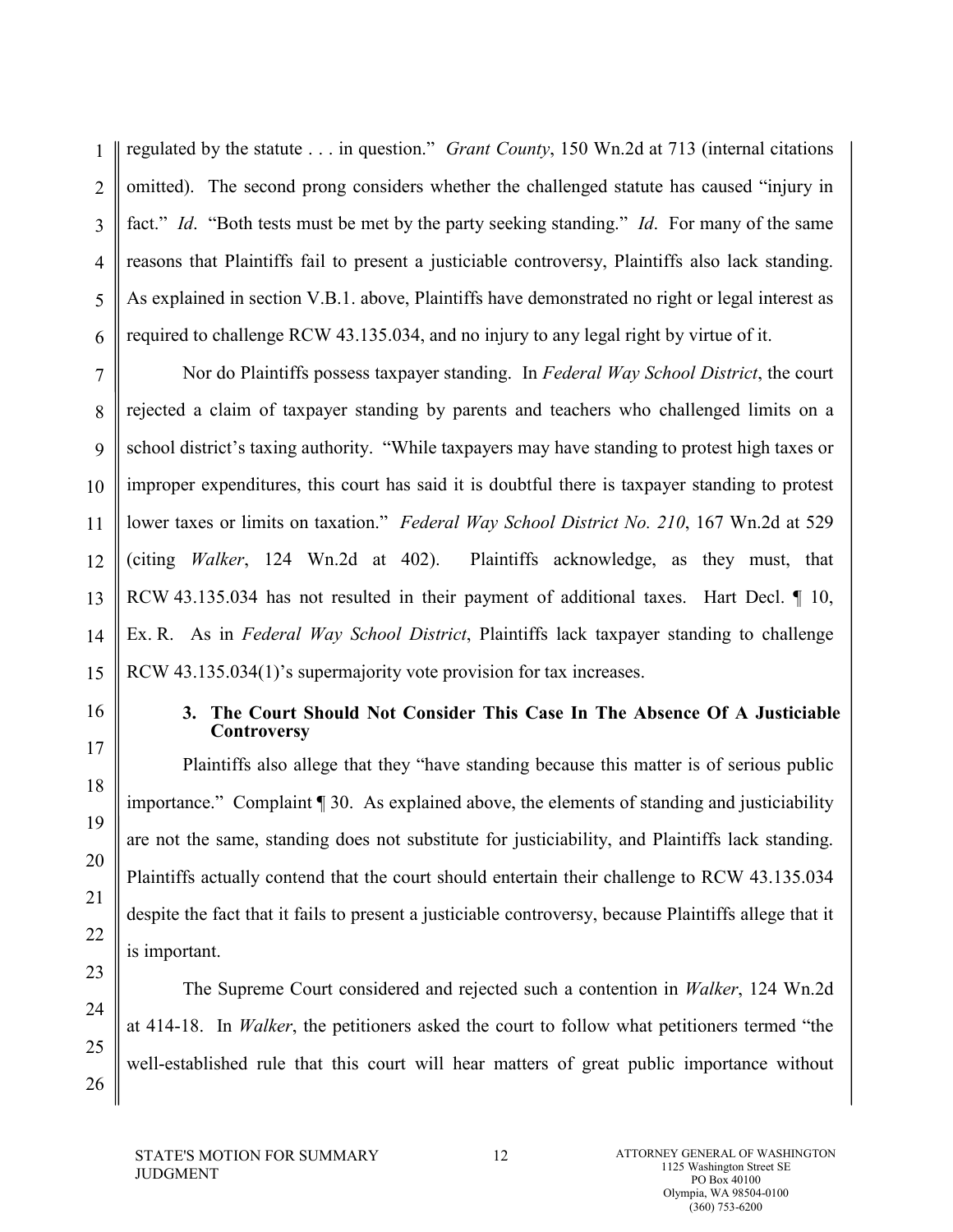regulated by the statute . . . in question." *Grant County*, 150 Wn.2d at 713 (internal citations omitted). The second prong considers whether the challenged statute has caused "injury in fact." *Id*. "Both tests must be met by the party seeking standing." *Id*. For many of the same reasons that Plaintiffs fail to present a justiciable controversy, Plaintiffs also lack standing. As explained in section V.B.1. above, Plaintiffs have demonstrated no right or legal interest as required to challenge RCW 43.135.034, and no injury to any legal right by virtue of it.

Nor do Plaintiffs possess taxpayer standing. In *Federal Way School District*, the court rejected a claim of taxpayer standing by parents and teachers who challenged limits on a school district's taxing authority. "While taxpayers may have standing to protest high taxes or improper expenditures, this court has said it is doubtful there is taxpayer standing to protest lower taxes or limits on taxation." *Federal Way School District No. 210*, 167 Wn.2d at 529 (citing *Walker*, 124 Wn.2d at 402). Plaintiffs acknowledge, as they must, that RCW 43.135.034 has not resulted in their payment of additional taxes. Hart Decl. ¶ 10, Ex. R. As in *Federal Way School District*, Plaintiffs lack taxpayer standing to challenge RCW 43.135.034(1)'s supermajority vote provision for tax increases.

### 3. The Court Should Not Consider This Case In The Absence Of A Justiciable Controversy

Plaintiffs also allege that they "have standing because this matter is of serious public importance." Complaint ¶ 30. As explained above, the elements of standing and justiciability are not the same, standing does not substitute for justiciability, and Plaintiffs lack standing. Plaintiffs actually contend that the court should entertain their challenge to RCW 43.135.034 despite the fact that it fails to present a justiciable controversy, because Plaintiffs allege that it is important.

The Supreme Court considered and rejected such a contention in *Walker*, 124 Wn.2d at 414-18. In *Walker*, the petitioners asked the court to follow what petitioners termed "the well-established rule that this court will hear matters of great public importance without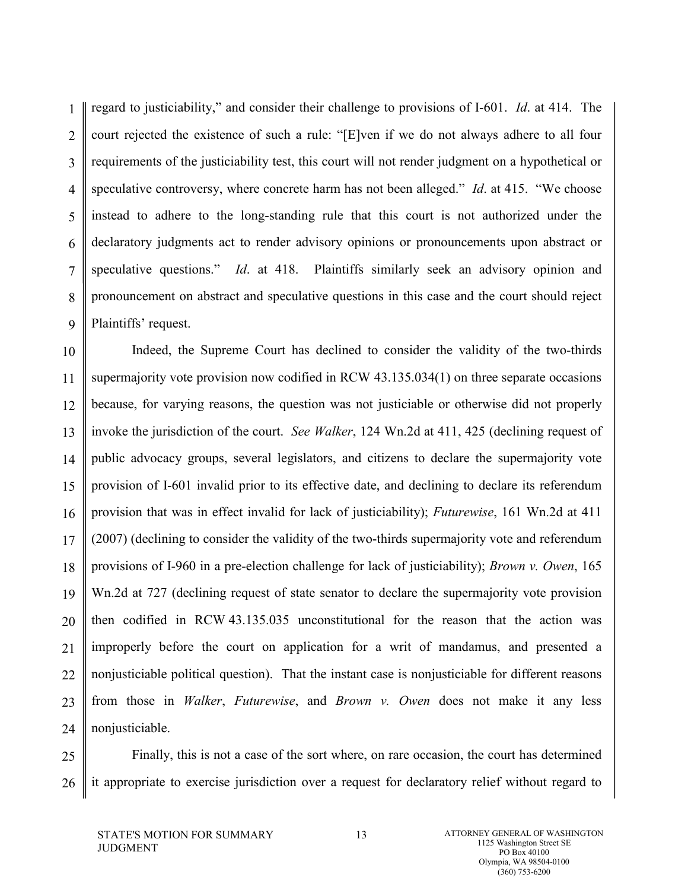regard to justiciability," and consider their challenge to provisions of I-601. *Id*. at 414. The court rejected the existence of such a rule: "[E]ven if we do not always adhere to all four requirements of the justiciability test, this court will not render judgment on a hypothetical or speculative controversy, where concrete harm has not been alleged." *Id*. at 415. "We choose instead to adhere to the long-standing rule that this court is not authorized under the declaratory judgments act to render advisory opinions or pronouncements upon abstract or speculative questions." *Id*. at 418. Plaintiffs similarly seek an advisory opinion and pronouncement on abstract and speculative questions in this case and the court should reject Plaintiffs' request.

Indeed, the Supreme Court has declined to consider the validity of the two-thirds supermajority vote provision now codified in RCW 43.135.034(1) on three separate occasions because, for varying reasons, the question was not justiciable or otherwise did not properly invoke the jurisdiction of the court. *See Walker*, 124 Wn.2d at 411, 425 (declining request of public advocacy groups, several legislators, and citizens to declare the supermajority vote provision of I-601 invalid prior to its effective date, and declining to declare its referendum provision that was in effect invalid for lack of justiciability); *Futurewise*, 161 Wn.2d at 411 (2007) (declining to consider the validity of the two-thirds supermajority vote and referendum provisions of I-960 in a pre-election challenge for lack of justiciability); *Brown v. Owen*, 165 Wn.2d at 727 (declining request of state senator to declare the supermajority vote provision then codified in RCW 43.135.035 unconstitutional for the reason that the action was improperly before the court on application for a writ of mandamus, and presented a nonjusticiable political question). That the instant case is nonjusticiable for different reasons from those in *Walker*, *Futurewise*, and *Brown v. Owen* does not make it any less nonjusticiable.

Finally, this is not a case of the sort where, on rare occasion, the court has determined it appropriate to exercise jurisdiction over a request for declaratory relief without regard to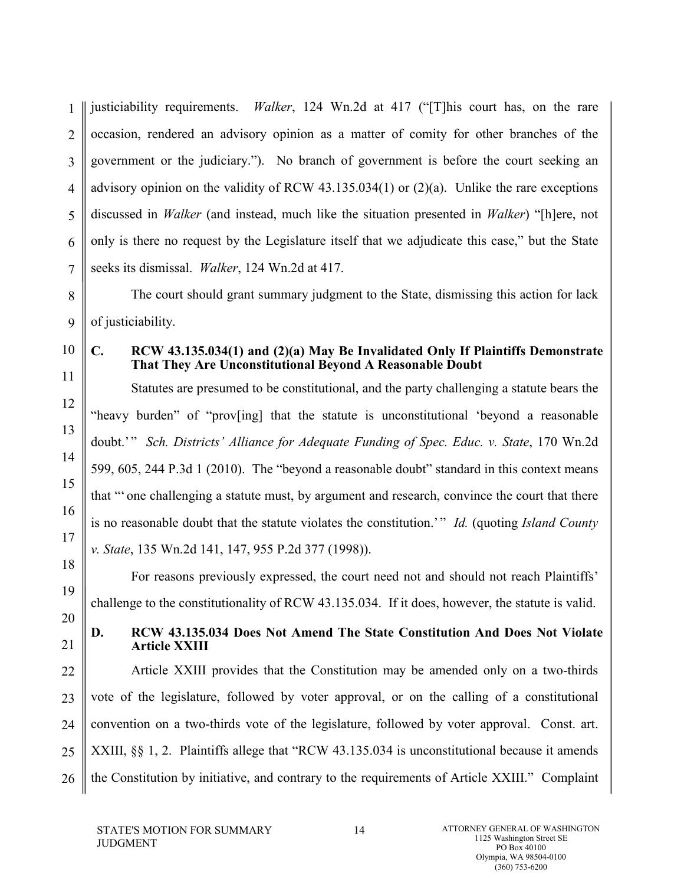justiciability requirements. *Walker*, 124 Wn.2d at 417 ("[T]his court has, on the rare occasion, rendered an advisory opinion as a matter of comity for other branches of the government or the judiciary."). No branch of government is before the court seeking an advisory opinion on the validity of RCW 43.135.034(1) or (2)(a). Unlike the rare exceptions discussed in *Walker* (and instead, much like the situation presented in *Walker*) "[h]ere, not only is there no request by the Legislature itself that we adjudicate this case," but the State seeks its dismissal. *Walker*, 124 Wn.2d at 417.

The court should grant summary judgment to the State, dismissing this action for lack of justiciability.

### C. RCW 43.135.034(1) and (2)(a) May Be Invalidated Only If Plaintiffs Demonstrate That They Are Unconstitutional Beyond A Reasonable Doubt

Statutes are presumed to be constitutional, and the party challenging a statute bears the "heavy burden" of "prov[ing] that the statute is unconstitutional 'beyond a reasonable doubt.' " *Sch. Districts' Alliance for Adequate Funding of Spec. Educ. v. State*, 170 Wn.2d 599, 605, 244 P.3d 1 (2010). The "beyond a reasonable doubt" standard in this context means that "' one challenging a statute must, by argument and research, convince the court that there is no reasonable doubt that the statute violates the constitution.' " *Id.* (quoting *Island County v. State*, 135 Wn.2d 141, 147, 955 P.2d 377 (1998)).

For reasons previously expressed, the court need not and should not reach Plaintiffs' challenge to the constitutionality of RCW 43.135.034. If it does, however, the statute is valid.

### D. RCW 43.135.034 Does Not Amend The State Constitution And Does Not Violate Article XXIII

Article XXIII provides that the Constitution may be amended only on a two-thirds vote of the legislature, followed by voter approval, or on the calling of a constitutional convention on a two-thirds vote of the legislature, followed by voter approval. Const. art. XXIII, §§ 1, 2. Plaintiffs allege that "RCW 43.135.034 is unconstitutional because it amends the Constitution by initiative, and contrary to the requirements of Article XXIII." Complaint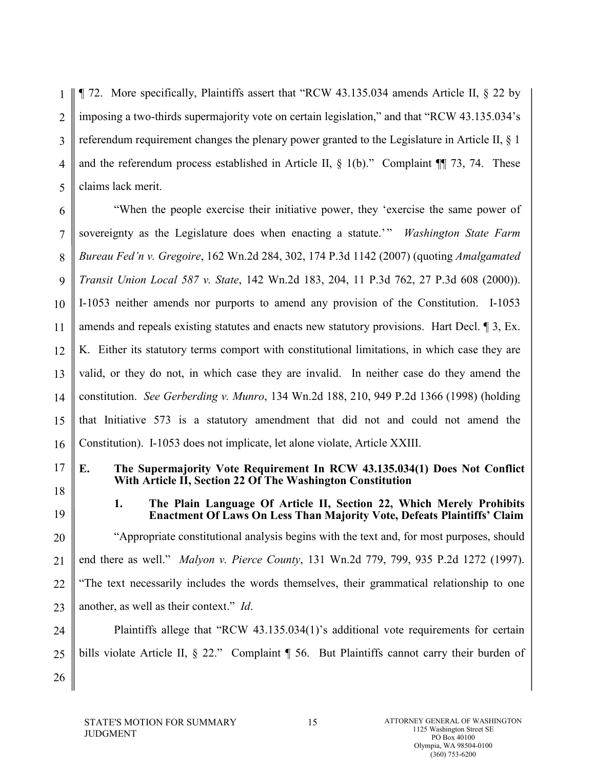¶ 72. More specifically, Plaintiffs assert that "RCW 43.135.034 amends Article II, § 22 by imposing a two-thirds supermajority vote on certain legislation," and that "RCW 43.135.034's referendum requirement changes the plenary power granted to the Legislature in Article II, § 1 and the referendum process established in Article II, § 1(b)." Complaint ¶¶ 73, 74. These claims lack merit.

"When the people exercise their initiative power, they 'exercise the same power of sovereignty as the Legislature does when enacting a statute.'" *Washington State Farm Bureau Fed'n v. Gregoire*, 162 Wn.2d 284, 302, 174 P.3d 1142 (2007) (quoting *Amalgamated Transit Union Local 587 v. State*, 142 Wn.2d 183, 204, 11 P.3d 762, 27 P.3d 608 (2000)). I-1053 neither amends nor purports to amend any provision of the Constitution. I-1053 amends and repeals existing statutes and enacts new statutory provisions. Hart Decl. ¶ 3, Ex. K. Either its statutory terms comport with constitutional limitations, in which case they are valid, or they do not, in which case they are invalid. In neither case do they amend the constitution. *See Gerberding v. Munro*, 134 Wn.2d 188, 210, 949 P.2d 1366 (1998) (holding that Initiative 573 is a statutory amendment that did not and could not amend the Constitution). I-1053 does not implicate, let alone violate, Article XXIII.

### E. The Supermajority Vote Requirement In RCW 43.135.034(1) Does Not Conflict With Article II, Section 22 Of The Washington Constitution

#### 1. The Plain Language Of Article II, Section 22, Which Merely Prohibits Enactment Of Laws On Less Than Majority Vote, Defeats Plaintiffs' Claim

"Appropriate constitutional analysis begins with the text and, for most purposes, should end there as well." *Malyon v. Pierce County*, 131 Wn.2d 779, 799, 935 P.2d 1272 (1997). "The text necessarily includes the words themselves, their grammatical relationship to one another, as well as their context." *Id*.

Plaintiffs allege that "RCW 43.135.034(1)'s additional vote requirements for certain bills violate Article II, § 22." Complaint ¶ 56. But Plaintiffs cannot carry their burden of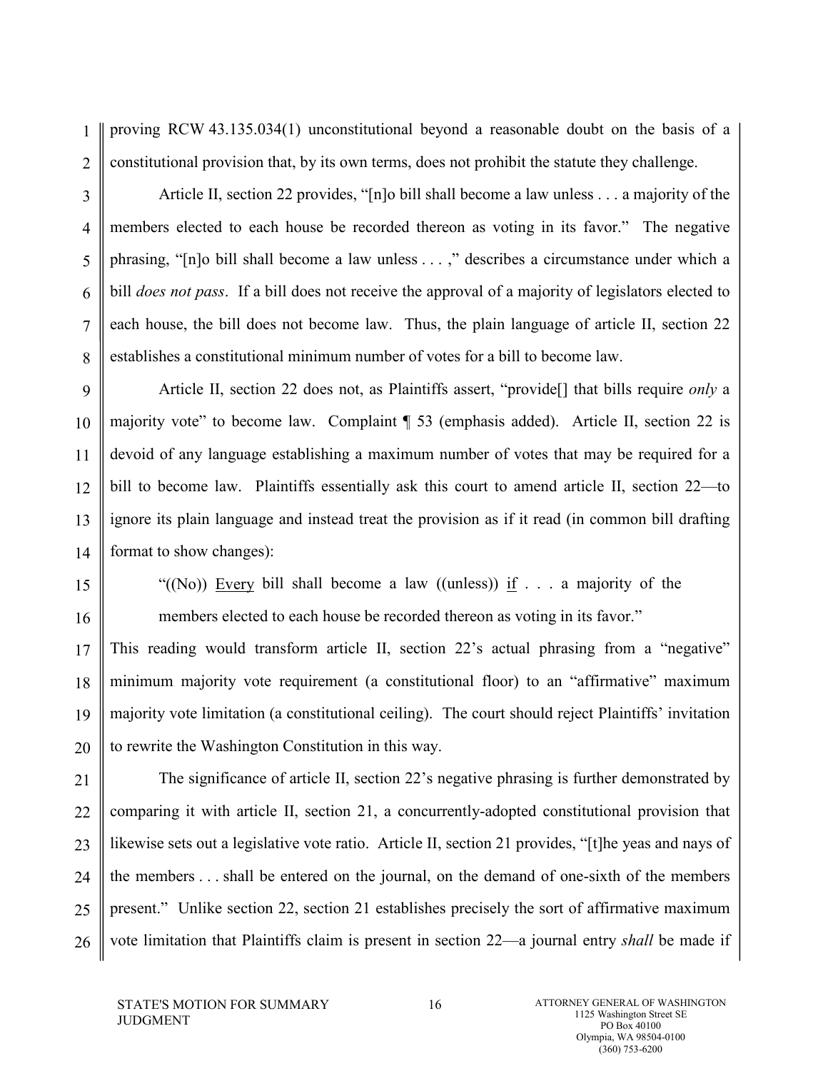proving RCW 43.135.034(1) unconstitutional beyond a reasonable doubt on the basis of a constitutional provision that, by its own terms, does not prohibit the statute they challenge.

Article II, section 22 provides, "[n]o bill shall become a law unless . . . a majority of the members elected to each house be recorded thereon as voting in its favor." The negative phrasing, "[n]o bill shall become a law unless . . . ," describes a circumstance under which a bill *does not pass*. If a bill does not receive the approval of a majority of legislators elected to each house, the bill does not become law. Thus, the plain language of article II, section 22 establishes a constitutional minimum number of votes for a bill to become law.

Article II, section 22 does not, as Plaintiffs assert, "provide[] that bills require *only* a majority vote" to become law. Complaint ¶ 53 (emphasis added). Article II, section 22 is devoid of any language establishing a maximum number of votes that may be required for a bill to become law. Plaintiffs essentially ask this court to amend article II, section 22—to ignore its plain language and instead treat the provision as if it read (in common bill drafting format to show changes):

> "((No)) <u>Every</u> bill shall become a law ((unless)) <u>if</u> . . . a majority of the members elected to each house be recorded thereon as voting in its favor."

This reading would transform article II, section 22's actual phrasing from a "negative" minimum majority vote requirement (a constitutional floor) to an "affirmative" maximum majority vote limitation (a constitutional ceiling). The court should reject Plaintiffs' invitation to rewrite the Washington Constitution in this way.

The significance of article II, section 22's negative phrasing is further demonstrated by comparing it with article II, section 21, a concurrently-adopted constitutional provision that likewise sets out a legislative vote ratio. Article II, section 21 provides, "[t]he yeas and nays of the members . . . shall be entered on the journal, on the demand of one-sixth of the members present." Unlike section 22, section 21 establishes precisely the sort of affirmative maximum vote limitation that Plaintiffs claim is present in section 22—a journal entry *shall* be made if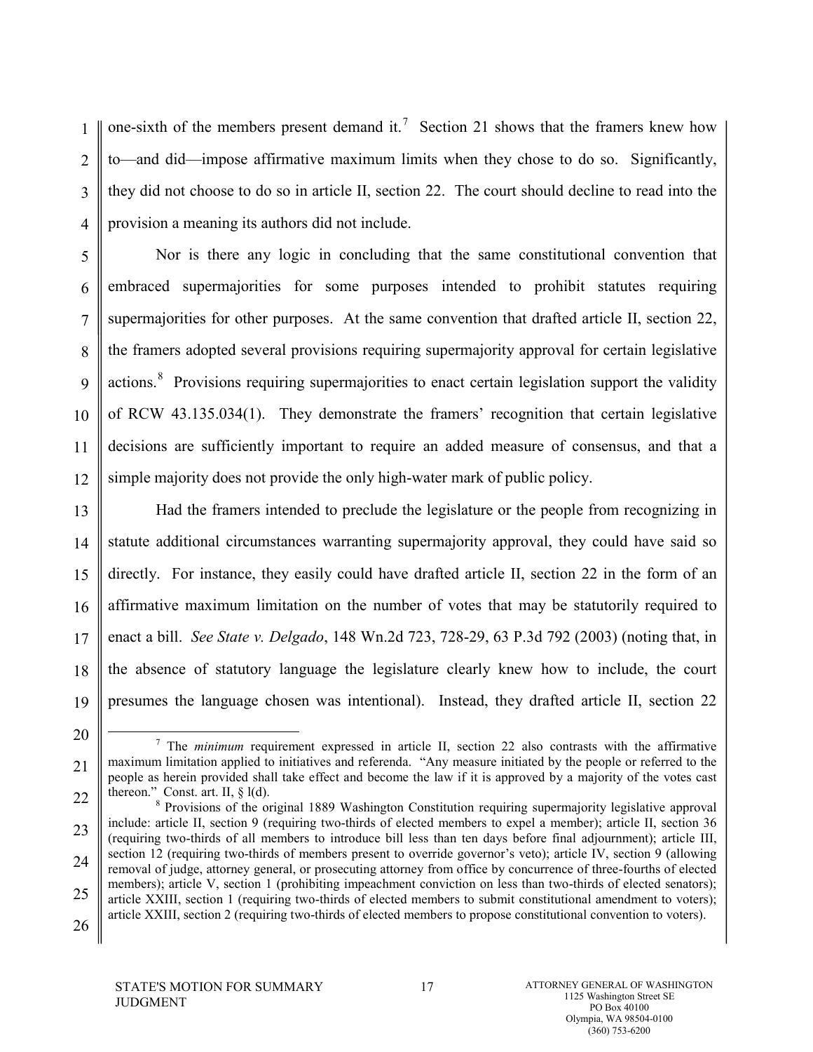one-sixth of the members present demand it.[7] Section 21 shows that the framers knew how to—and did—impose affirmative maximum limits when they chose to do so. Significantly, they did not choose to do so in article II, section 22. The court should decline to read into the provision a meaning its authors did not include.

Nor is there any logic in concluding that the same constitutional convention that embraced supermajorities for some purposes intended to prohibit statutes requiring supermajorities for other purposes. At the same convention that drafted article II, section 22, the framers adopted several provisions requiring supermajority approval for certain legislative actions.[8] Provisions requiring supermajorities to enact certain legislation support the validity of RCW 43.135.034(1). They demonstrate the framers' recognition that certain legislative decisions are sufficiently important to require an added measure of consensus, and that a simple majority does not provide the only high-water mark of public policy.

Had the framers intended to preclude the legislature or the people from recognizing in statute additional circumstances warranting supermajority approval, they could have said so directly. For instance, they easily could have drafted article II, section 22 in the form of an affirmative maximum limitation on the number of votes that may be statutorily required to enact a bill. *See State v. Delgado*, 148 Wn.2d 723, 728-29, 63 P.3d 792 (2003) (noting that, in the absence of statutory language the legislature clearly knew how to include, the court presumes the language chosen was intentional). Instead, they drafted article II, section 22

---

[7] The *minimum* requirement expressed in article II, section 22 also contrasts with the affirmative maximum limitation applied to initiatives and referenda. "Any measure initiated by the people or referred to the people as herein provided shall take effect and become the law if it is approved by a majority of the votes cast thereon." Const. art. II, § l(d).

[8] Provisions of the original 1889 Washington Constitution requiring supermajority legislative approval include: article II, section 9 (requiring two-thirds of elected members to expel a member); article II, section 36 (requiring two-thirds of all members to introduce bill less than ten days before final adjournment); article III, section 12 (requiring two-thirds of members present to override governor's veto); article IV, section 9 (allowing removal of judge, attorney general, or prosecuting attorney from office by concurrence of three-fourths of elected members); article V, section 1 (prohibiting impeachment conviction on less than two-thirds of elected senators); article XXIII, section 1 (requiring two-thirds of elected members to submit constitutional amendment to voters); article XXIII, section 2 (requiring two-thirds of elected members to propose constitutional convention to voters).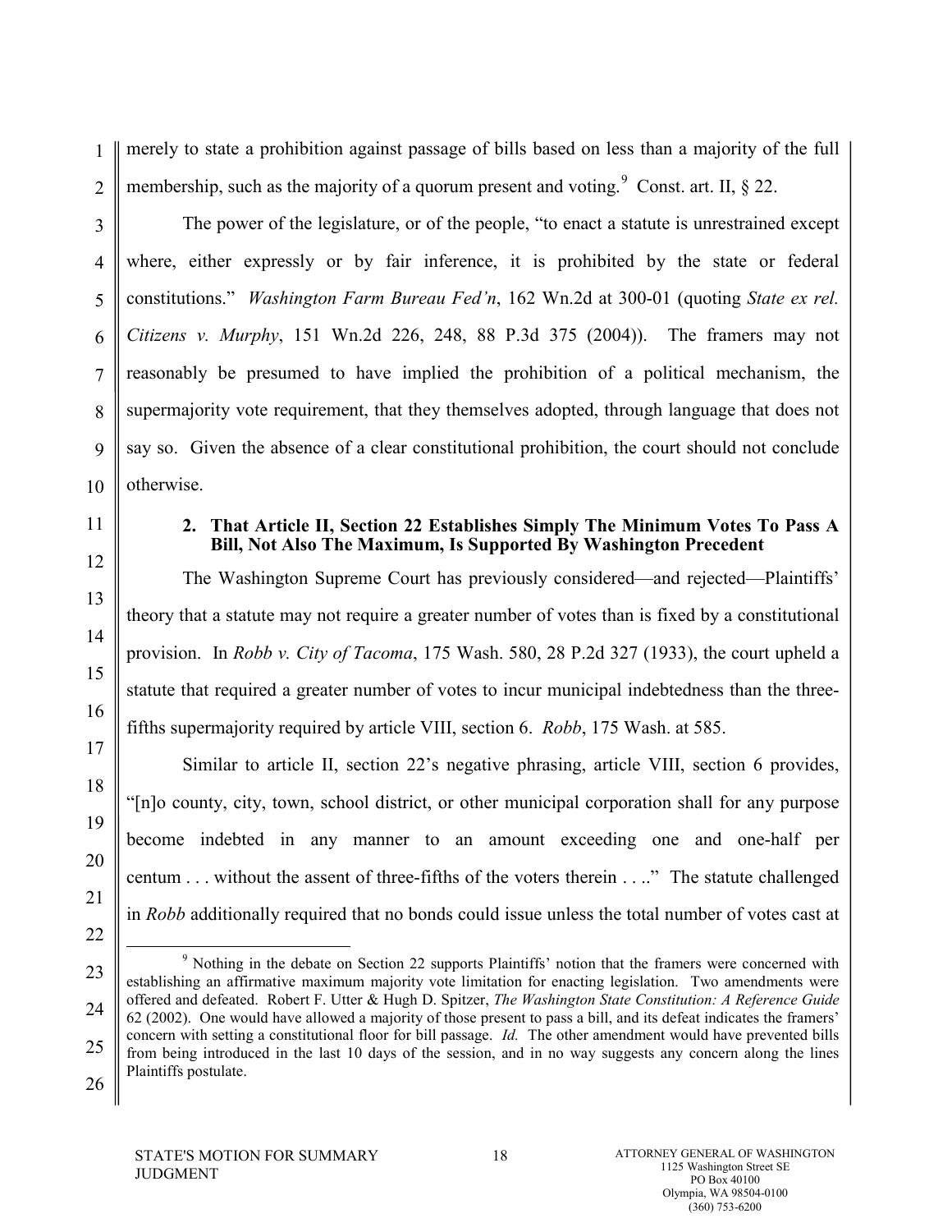merely to state a prohibition against passage of bills based on less than a majority of the full membership, such as the majority of a quorum present and voting.[9] Const. art. II, § 22.

The power of the legislature, or of the people, "to enact a statute is unrestrained except where, either expressly or by fair inference, it is prohibited by the state or federal constitutions." *Washington Farm Bureau Fed'n*, 162 Wn.2d at 300-01 (quoting *State ex rel. Citizens v. Murphy*, 151 Wn.2d 226, 248, 88 P.3d 375 (2004)). The framers may not reasonably be presumed to have implied the prohibition of a political mechanism, the supermajority vote requirement, that they themselves adopted, through language that does not say so. Given the absence of a clear constitutional prohibition, the court should not conclude otherwise.

**2. That Article II, Section 22 Establishes Simply The Minimum Votes To Pass A Bill, Not Also The Maximum, Is Supported By Washington Precedent**

The Washington Supreme Court has previously considered—and rejected—Plaintiffs' theory that a statute may not require a greater number of votes than is fixed by a constitutional provision. In *Robb v. City of Tacoma*, 175 Wash. 580, 28 P.2d 327 (1933), the court upheld a statute that required a greater number of votes to incur municipal indebtedness than the three-fifths supermajority required by article VIII, section 6. *Robb*, 175 Wash. at 585.

Similar to article II, section 22's negative phrasing, article VIII, section 6 provides, "[n]o county, city, town, school district, or other municipal corporation shall for any purpose become indebted in any manner to an amount exceeding one and one-half per centum . . . without the assent of three-fifths of the voters therein . . .." The statute challenged in *Robb* additionally required that no bonds could issue unless the total number of votes cast at

---

[9] Nothing in the debate on Section 22 supports Plaintiffs' notion that the framers were concerned with establishing an affirmative maximum majority vote limitation for enacting legislation. Two amendments were offered and defeated. Robert F. Utter & Hugh D. Spitzer, *The Washington State Constitution: A Reference Guide* 62 (2002). One would have allowed a majority of those present to pass a bill, and its defeat indicates the framers' concern with setting a constitutional floor for bill passage. *Id.* The other amendment would have prevented bills from being introduced in the last 10 days of the session, and in no way suggests any concern along the lines Plaintiffs postulate.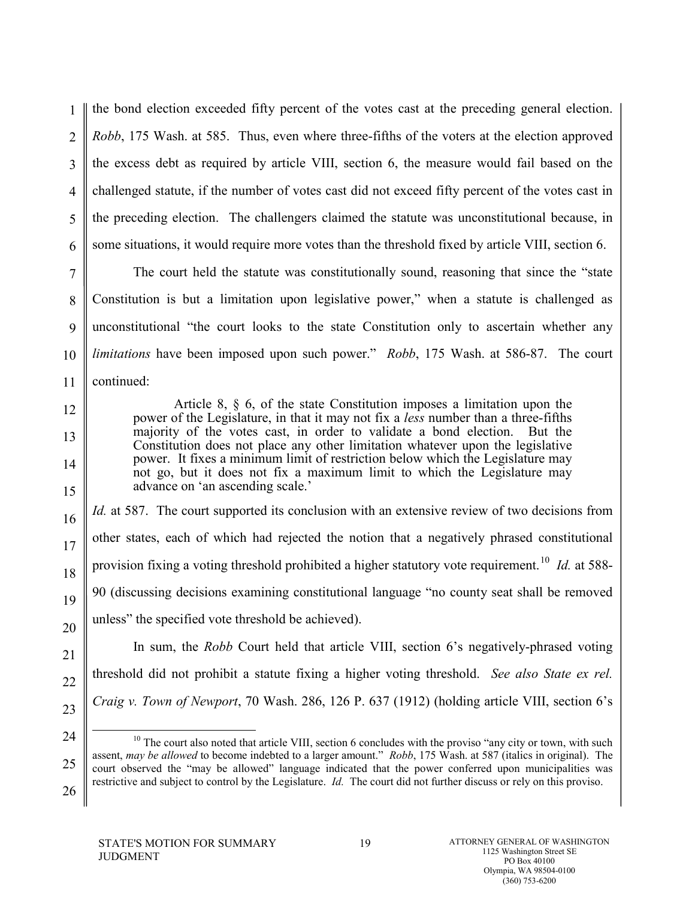the bond election exceeded fifty percent of the votes cast at the preceding general election. *Robb*, 175 Wash. at 585. Thus, even where three-fifths of the voters at the election approved the excess debt as required by article VIII, section 6, the measure would fail based on the challenged statute, if the number of votes cast did not exceed fifty percent of the votes cast in the preceding election. The challengers claimed the statute was unconstitutional because, in some situations, it would require more votes than the threshold fixed by article VIII, section 6.

The court held the statute was constitutionally sound, reasoning that since the "state Constitution is but a limitation upon legislative power," when a statute is challenged as unconstitutional "the court looks to the state Constitution only to ascertain whether any *limitations* have been imposed upon such power." *Robb*, 175 Wash. at 586-87. The court continued:

> Article 8, § 6, of the state Constitution imposes a limitation upon the power of the Legislature, in that it may not fix a *less* number than a three-fifths majority of the votes cast, in order to validate a bond election. But the Constitution does not place any other limitation whatever upon the legislative power. It fixes a minimum limit of restriction below which the Legislature may not go, but it does not fix a maximum limit to which the Legislature may advance on 'an ascending scale.'

*Id.* at 587. The court supported its conclusion with an extensive review of two decisions from other states, each of which had rejected the notion that a negatively phrased constitutional provision fixing a voting threshold prohibited a higher statutory vote requirement.[10] *Id.* at 588-90 (discussing decisions examining constitutional language "no county seat shall be removed unless" the specified vote threshold be achieved).

In sum, the *Robb* Court held that article VIII, section 6's negatively-phrased voting threshold did not prohibit a statute fixing a higher voting threshold. *See also State ex rel. Craig v. Town of Newport*, 70 Wash. 286, 126 P. 637 (1912) (holding article VIII, section 6's

---

[10] The court also noted that article VIII, section 6 concludes with the proviso "any city or town, with such assent, *may be allowed* to become indebted to a larger amount." *Robb*, 175 Wash. at 587 (italics in original). The court observed the "may be allowed" language indicated that the power conferred upon municipalities was restrictive and subject to control by the Legislature. *Id.* The court did not further discuss or rely on this proviso.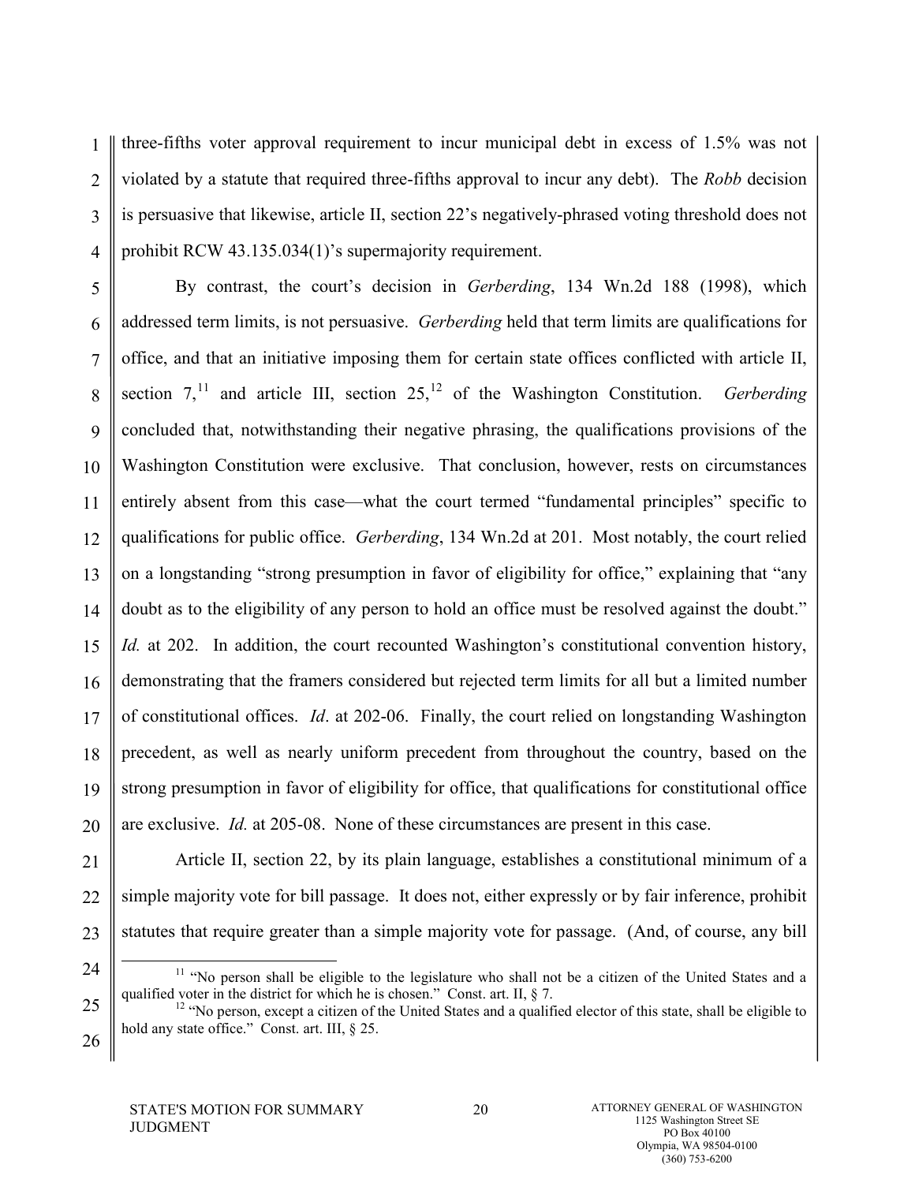three-fifths voter approval requirement to incur municipal debt in excess of 1.5% was not violated by a statute that required three-fifths approval to incur any debt). The *Robb* decision is persuasive that likewise, article II, section 22's negatively-phrased voting threshold does not prohibit RCW 43.135.034(1)'s supermajority requirement.

By contrast, the court's decision in *Gerberding*, 134 Wn.2d 188 (1998), which addressed term limits, is not persuasive. *Gerberding* held that term limits are qualifications for office, and that an initiative imposing them for certain state offices conflicted with article II, section 7,[11] and article III, section 25,[12] of the Washington Constitution. *Gerberding* concluded that, notwithstanding their negative phrasing, the qualifications provisions of the Washington Constitution were exclusive. That conclusion, however, rests on circumstances entirely absent from this case—what the court termed "fundamental principles" specific to qualifications for public office. *Gerberding*, 134 Wn.2d at 201. Most notably, the court relied on a longstanding "strong presumption in favor of eligibility for office," explaining that "any doubt as to the eligibility of any person to hold an office must be resolved against the doubt." *Id.* at 202. In addition, the court recounted Washington's constitutional convention history, demonstrating that the framers considered but rejected term limits for all but a limited number of constitutional offices. *Id*. at 202-06. Finally, the court relied on longstanding Washington precedent, as well as nearly uniform precedent from throughout the country, based on the strong presumption in favor of eligibility for office, that qualifications for constitutional office are exclusive. *Id.* at 205-08. None of these circumstances are present in this case.

Article II, section 22, by its plain language, establishes a constitutional minimum of a simple majority vote for bill passage. It does not, either expressly or by fair inference, prohibit statutes that require greater than a simple majority vote for passage. (And, of course, any bill

---

[11] "No person shall be eligible to the legislature who shall not be a citizen of the United States and a qualified voter in the district for which he is chosen." Const. art. II, § 7.

[12] "No person, except a citizen of the United States and a qualified elector of this state, shall be eligible to hold any state office." Const. art. III, § 25.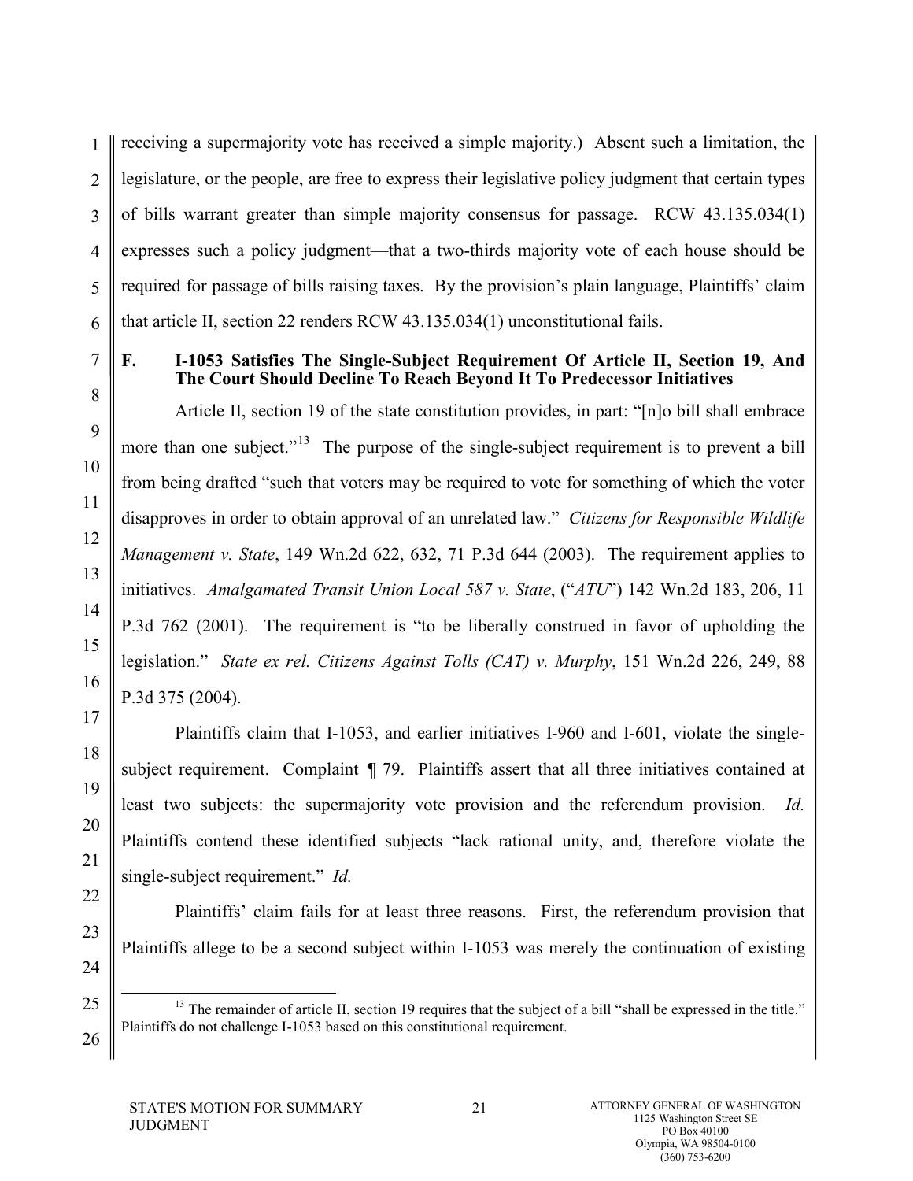receiving a supermajority vote has received a simple majority.) Absent such a limitation, the legislature, or the people, are free to express their legislative policy judgment that certain types of bills warrant greater than simple majority consensus for passage. RCW 43.135.034(1) expresses such a policy judgment—that a two-thirds majority vote of each house should be required for passage of bills raising taxes. By the provision's plain language, Plaintiffs' claim that article II, section 22 renders RCW 43.135.034(1) unconstitutional fails.

### F. I-1053 Satisfies The Single-Subject Requirement Of Article II, Section 19, And The Court Should Decline To Reach Beyond It To Predecessor Initiatives

Article II, section 19 of the state constitution provides, in part: "[n]o bill shall embrace more than one subject."[13] The purpose of the single-subject requirement is to prevent a bill from being drafted "such that voters may be required to vote for something of which the voter disapproves in order to obtain approval of an unrelated law." *Citizens for Responsible Wildlife Management v. State*, 149 Wn.2d 622, 632, 71 P.3d 644 (2003). The requirement applies to initiatives. *Amalgamated Transit Union Local 587 v. State*, ("*ATU*") 142 Wn.2d 183, 206, 11 P.3d 762 (2001). The requirement is "to be liberally construed in favor of upholding the legislation." *State ex rel. Citizens Against Tolls (CAT) v. Murphy*, 151 Wn.2d 226, 249, 88 P.3d 375 (2004).

Plaintiffs claim that I-1053, and earlier initiatives I-960 and I-601, violate the single-subject requirement. Complaint ¶ 79. Plaintiffs assert that all three initiatives contained at least two subjects: the supermajority vote provision and the referendum provision. *Id.* Plaintiffs contend these identified subjects "lack rational unity, and, therefore violate the single-subject requirement." *Id.*

Plaintiffs' claim fails for at least three reasons. First, the referendum provision that Plaintiffs allege to be a second subject within I-1053 was merely the continuation of existing

[13] The remainder of article II, section 19 requires that the subject of a bill "shall be expressed in the title." Plaintiffs do not challenge I-1053 based on this constitutional requirement.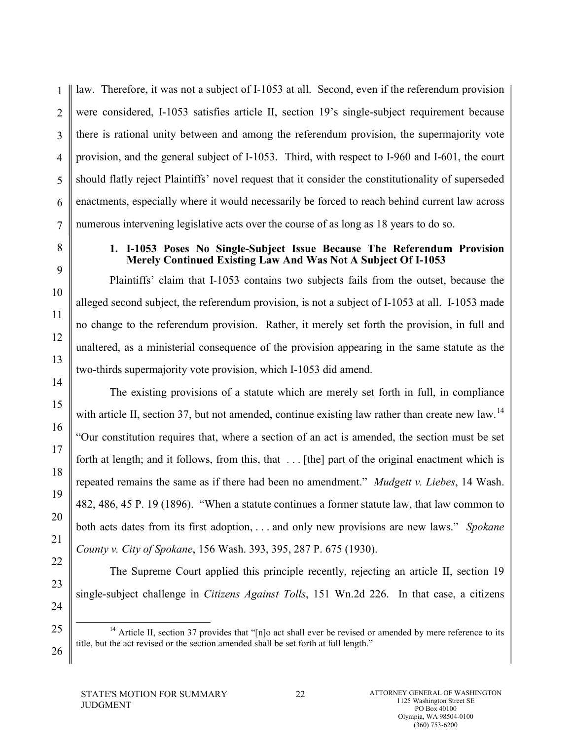law. Therefore, it was not a subject of I-1053 at all. Second, even if the referendum provision were considered, I-1053 satisfies article II, section 19's single-subject requirement because there is rational unity between and among the referendum provision, the supermajority vote provision, and the general subject of I-1053. Third, with respect to I-960 and I-601, the court should flatly reject Plaintiffs' novel request that it consider the constitutionality of superseded enactments, especially where it would necessarily be forced to reach behind current law across numerous intervening legislative acts over the course of as long as 18 years to do so.

### 1. I-1053 Poses No Single-Subject Issue Because The Referendum Provision Merely Continued Existing Law And Was Not A Subject Of I-1053

Plaintiffs' claim that I-1053 contains two subjects fails from the outset, because the alleged second subject, the referendum provision, is not a subject of I-1053 at all. I-1053 made no change to the referendum provision. Rather, it merely set forth the provision, in full and unaltered, as a ministerial consequence of the provision appearing in the same statute as the two-thirds supermajority vote provision, which I-1053 did amend.

The existing provisions of a statute which are merely set forth in full, in compliance with article II, section 37, but not amended, continue existing law rather than create new law.[14] "Our constitution requires that, where a section of an act is amended, the section must be set forth at length; and it follows, from this, that . . . [the] part of the original enactment which is repeated remains the same as if there had been no amendment." *Mudgett v. Liebes*, 14 Wash. 482, 486, 45 P. 19 (1896). "When a statute continues a former statute law, that law common to both acts dates from its first adoption, . . . and only new provisions are new laws." *Spokane County v. City of Spokane*, 156 Wash. 393, 395, 287 P. 675 (1930).

The Supreme Court applied this principle recently, rejecting an article II, section 19 single-subject challenge in *Citizens Against Tolls*, 151 Wn.2d 226. In that case, a citizens

[14] Article II, section 37 provides that "[n]o act shall ever be revised or amended by mere reference to its title, but the act revised or the section amended shall be set forth at full length."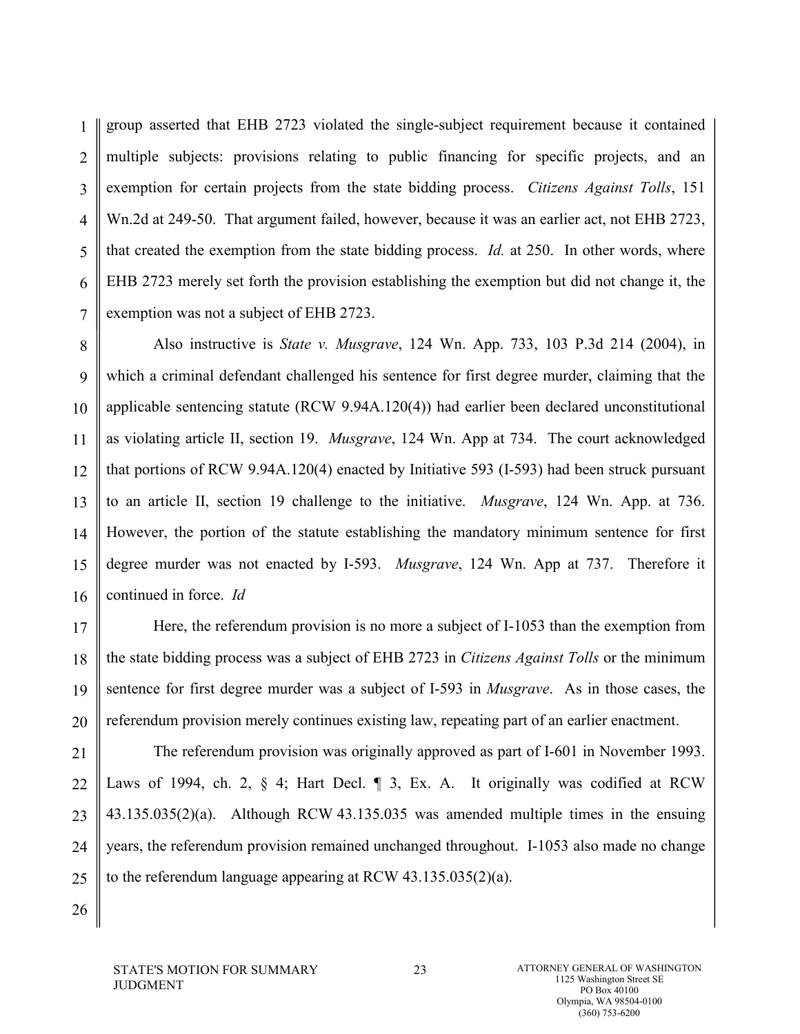group asserted that EHB 2723 violated the single-subject requirement because it contained multiple subjects: provisions relating to public financing for specific projects, and an exemption for certain projects from the state bidding process. *Citizens Against Tolls*, 151 Wn.2d at 249-50. That argument failed, however, because it was an earlier act, not EHB 2723, that created the exemption from the state bidding process. *Id.* at 250. In other words, where EHB 2723 merely set forth the provision establishing the exemption but did not change it, the exemption was not a subject of EHB 2723.

Also instructive is *State v. Musgrave*, 124 Wn. App. 733, 103 P.3d 214 (2004), in which a criminal defendant challenged his sentence for first degree murder, claiming that the applicable sentencing statute (RCW 9.94A.120(4)) had earlier been declared unconstitutional as violating article II, section 19. *Musgrave*, 124 Wn. App at 734. The court acknowledged that portions of RCW 9.94A.120(4) enacted by Initiative 593 (I-593) had been struck pursuant to an article II, section 19 challenge to the initiative. *Musgrave*, 124 Wn. App. at 736. However, the portion of the statute establishing the mandatory minimum sentence for first degree murder was not enacted by I-593. *Musgrave*, 124 Wn. App at 737. Therefore it continued in force. *Id*

Here, the referendum provision is no more a subject of I-1053 than the exemption from the state bidding process was a subject of EHB 2723 in *Citizens Against Tolls* or the minimum sentence for first degree murder was a subject of I-593 in *Musgrave*. As in those cases, the referendum provision merely continues existing law, repeating part of an earlier enactment.

The referendum provision was originally approved as part of I-601 in November 1993. Laws of 1994, ch. 2, § 4; Hart Decl. ¶ 3, Ex. A. It originally was codified at RCW 43.135.035(2)(a). Although RCW 43.135.035 was amended multiple times in the ensuing years, the referendum provision remained unchanged throughout. I-1053 also made no change to the referendum language appearing at RCW 43.135.035(2)(a).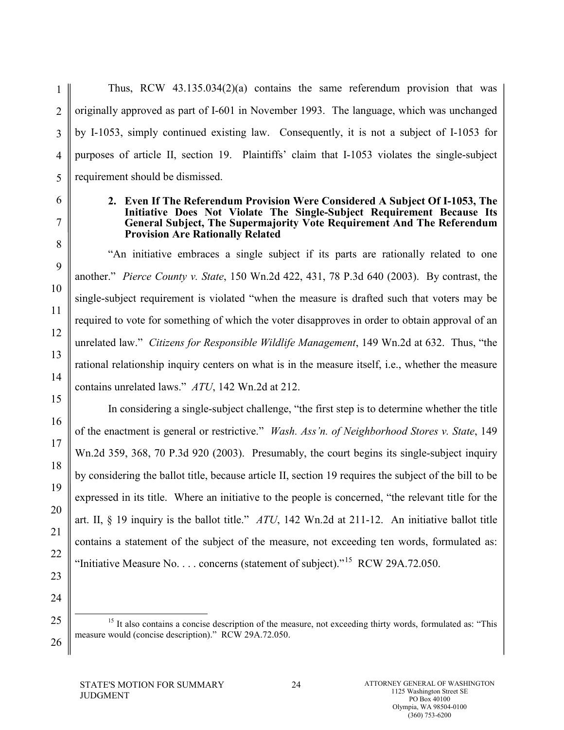Thus, RCW 43.135.034(2)(a) contains the same referendum provision that was originally approved as part of I-601 in November 1993. The language, which was unchanged by I-1053, simply continued existing law. Consequently, it is not a subject of I-1053 for purposes of article II, section 19. Plaintiffs' claim that I-1053 violates the single-subject requirement should be dismissed.

### 2. Even If The Referendum Provision Were Considered A Subject Of I-1053, The Initiative Does Not Violate The Single-Subject Requirement Because Its General Subject, The Supermajority Vote Requirement And The Referendum Provision Are Rationally Related

"An initiative embraces a single subject if its parts are rationally related to one another." *Pierce County v. State*, 150 Wn.2d 422, 431, 78 P.3d 640 (2003). By contrast, the single-subject requirement is violated "when the measure is drafted such that voters may be required to vote for something of which the voter disapproves in order to obtain approval of an unrelated law." *Citizens for Responsible Wildlife Management*, 149 Wn.2d at 632. Thus, "the rational relationship inquiry centers on what is in the measure itself, i.e., whether the measure contains unrelated laws." *ATU*, 142 Wn.2d at 212.

In considering a single-subject challenge, "the first step is to determine whether the title of the enactment is general or restrictive." *Wash. Ass'n. of Neighborhood Stores v. State*, 149 Wn.2d 359, 368, 70 P.3d 920 (2003). Presumably, the court begins its single-subject inquiry by considering the ballot title, because article II, section 19 requires the subject of the bill to be expressed in its title. Where an initiative to the people is concerned, "the relevant title for the art. II, § 19 inquiry is the ballot title." *ATU*, 142 Wn.2d at 211-12. An initiative ballot title contains a statement of the subject of the measure, not exceeding ten words, formulated as: "Initiative Measure No. . . . concerns (statement of subject)."[15] RCW 29A.72.050.

[15] It also contains a concise description of the measure, not exceeding thirty words, formulated as: "This measure would (concise description)." RCW 29A.72.050.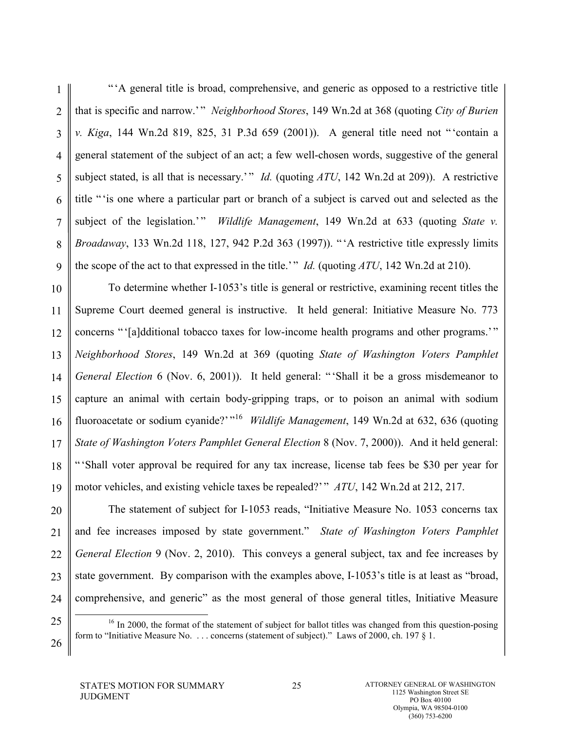"'A general title is broad, comprehensive, and generic as opposed to a restrictive title that is specific and narrow.'" *Neighborhood Stores*, 149 Wn.2d at 368 (quoting *City of Burien v. Kiga*, 144 Wn.2d 819, 825, 31 P.3d 659 (2001)). A general title need not "'contain a general statement of the subject of an act; a few well-chosen words, suggestive of the general subject stated, is all that is necessary.'" *Id.* (quoting *ATU*, 142 Wn.2d at 209)). A restrictive title "'is one where a particular part or branch of a subject is carved out and selected as the subject of the legislation.'" *Wildlife Management*, 149 Wn.2d at 633 (quoting *State v. Broadaway*, 133 Wn.2d 118, 127, 942 P.2d 363 (1997)). "'A restrictive title expressly limits the scope of the act to that expressed in the title.'" *Id.* (quoting *ATU*, 142 Wn.2d at 210).

To determine whether I-1053's title is general or restrictive, examining recent titles the Supreme Court deemed general is instructive. It held general: Initiative Measure No. 773 concerns "'[a]dditional tobacco taxes for low-income health programs and other programs.'" *Neighborhood Stores*, 149 Wn.2d at 369 (quoting *State of Washington Voters Pamphlet General Election* 6 (Nov. 6, 2001)). It held general: "'Shall it be a gross misdemeanor to capture an animal with certain body-gripping traps, or to poison an animal with sodium fluoroacetate or sodium cyanide?'"[16] *Wildlife Management*, 149 Wn.2d at 632, 636 (quoting *State of Washington Voters Pamphlet General Election* 8 (Nov. 7, 2000)). And it held general: "'Shall voter approval be required for any tax increase, license tab fees be $30 per year for motor vehicles, and existing vehicle taxes be repealed?'" *ATU*, 142 Wn.2d at 212, 217.

The statement of subject for I-1053 reads, "Initiative Measure No. 1053 concerns tax and fee increases imposed by state government." *State of Washington Voters Pamphlet General Election* 9 (Nov. 2, 2010). This conveys a general subject, tax and fee increases by state government. By comparison with the examples above, I-1053's title is at least as "broad, comprehensive, and generic" as the most general of those general titles, Initiative Measure

---

[16] In 2000, the format of the statement of subject for ballot titles was changed from this question-posing form to "Initiative Measure No. . . . concerns (statement of subject)." Laws of 2000, ch. 197 § 1.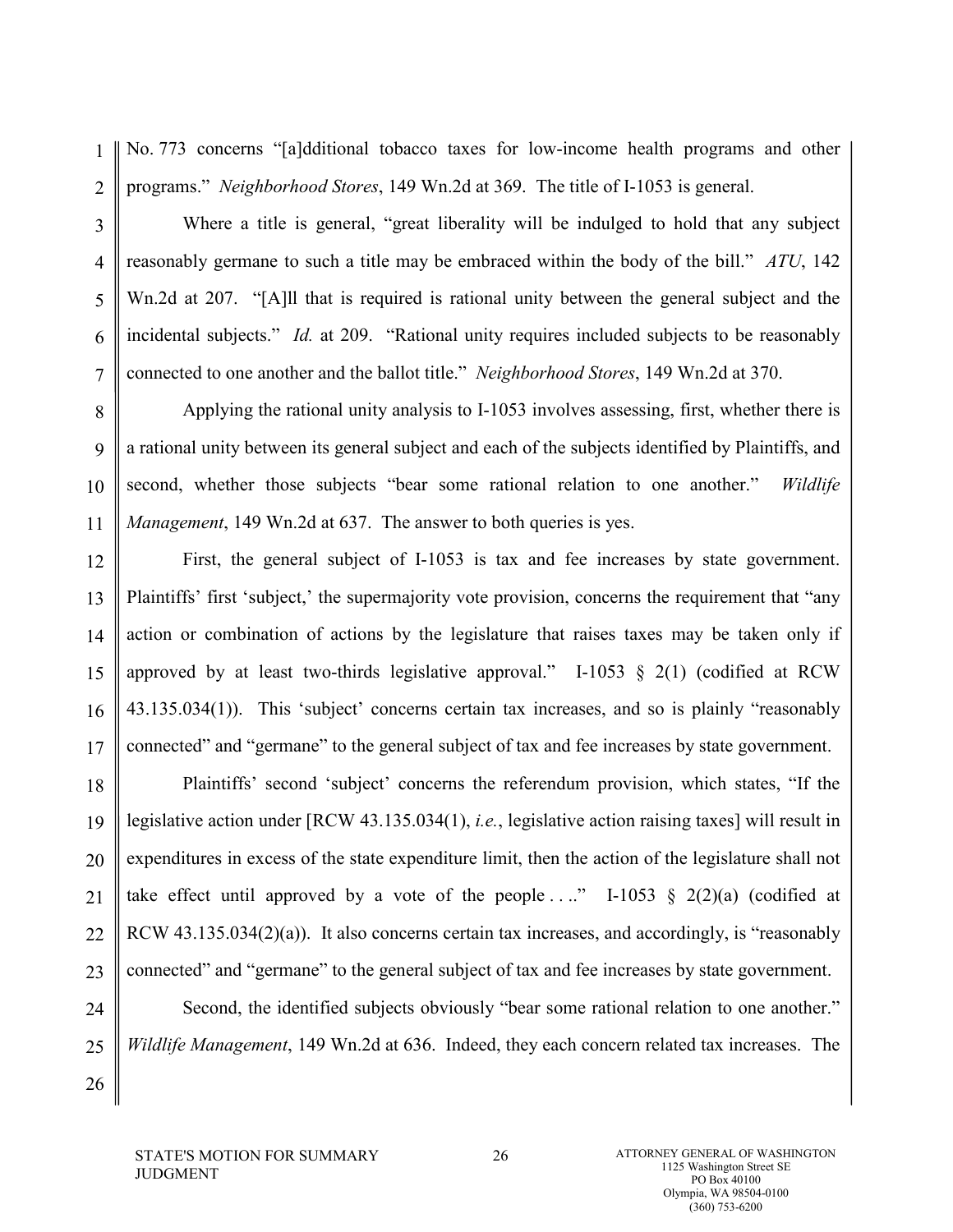No. 773 concerns "[a]dditional tobacco taxes for low-income health programs and other programs." *Neighborhood Stores*, 149 Wn.2d at 369. The title of I-1053 is general.

Where a title is general, "great liberality will be indulged to hold that any subject reasonably germane to such a title may be embraced within the body of the bill." *ATU*, 142 Wn.2d at 207. "[A]ll that is required is rational unity between the general subject and the incidental subjects." *Id.* at 209. "Rational unity requires included subjects to be reasonably connected to one another and the ballot title." *Neighborhood Stores*, 149 Wn.2d at 370.

Applying the rational unity analysis to I-1053 involves assessing, first, whether there is a rational unity between its general subject and each of the subjects identified by Plaintiffs, and second, whether those subjects "bear some rational relation to one another." *Wildlife Management*, 149 Wn.2d at 637. The answer to both queries is yes.

First, the general subject of I-1053 is tax and fee increases by state government. Plaintiffs' first 'subject,' the supermajority vote provision, concerns the requirement that "any action or combination of actions by the legislature that raises taxes may be taken only if approved by at least two-thirds legislative approval." I-1053 § 2(1) (codified at RCW 43.135.034(1)). This 'subject' concerns certain tax increases, and so is plainly "reasonably connected" and "germane" to the general subject of tax and fee increases by state government.

Plaintiffs' second 'subject' concerns the referendum provision, which states, "If the legislative action under [RCW 43.135.034(1), *i.e.*, legislative action raising taxes] will result in expenditures in excess of the state expenditure limit, then the action of the legislature shall not take effect until approved by a vote of the people . . .." I-1053 § 2(2)(a) (codified at RCW 43.135.034(2)(a)). It also concerns certain tax increases, and accordingly, is "reasonably connected" and "germane" to the general subject of tax and fee increases by state government.

Second, the identified subjects obviously "bear some rational relation to one another." *Wildlife Management*, 149 Wn.2d at 636. Indeed, they each concern related tax increases. The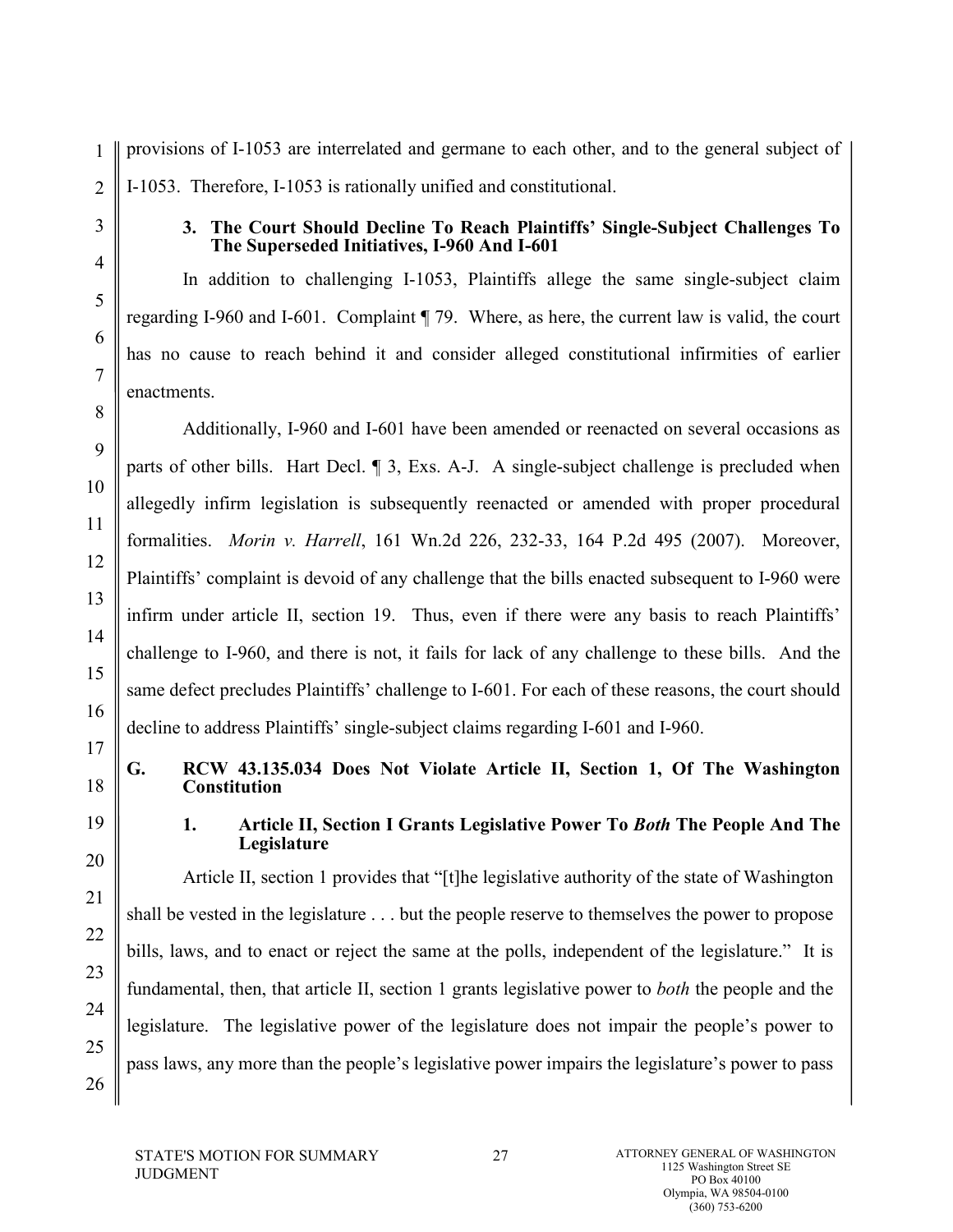provisions of I-1053 are interrelated and germane to each other, and to the general subject of I-1053. Therefore, I-1053 is rationally unified and constitutional.

### 3. The Court Should Decline To Reach Plaintiffs' Single-Subject Challenges To The Superseded Initiatives, I-960 And I-601

In addition to challenging I-1053, Plaintiffs allege the same single-subject claim regarding I-960 and I-601. Complaint ¶ 79. Where, as here, the current law is valid, the court has no cause to reach behind it and consider alleged constitutional infirmities of earlier enactments.

Additionally, I-960 and I-601 have been amended or reenacted on several occasions as parts of other bills. Hart Decl. ¶ 3, Exs. A-J. A single-subject challenge is precluded when allegedly infirm legislation is subsequently reenacted or amended with proper procedural formalities. *Morin v. Harrell*, 161 Wn.2d 226, 232-33, 164 P.2d 495 (2007). Moreover, Plaintiffs' complaint is devoid of any challenge that the bills enacted subsequent to I-960 were infirm under article II, section 19. Thus, even if there were any basis to reach Plaintiffs' challenge to I-960, and there is not, it fails for lack of any challenge to these bills. And the same defect precludes Plaintiffs' challenge to I-601. For each of these reasons, the court should decline to address Plaintiffs' single-subject claims regarding I-601 and I-960.

## G. RCW 43.135.034 Does Not Violate Article II, Section 1, Of The Washington Constitution

### 1. Article II, Section I Grants Legislative Power To *Both* The People And The Legislature

Article II, section 1 provides that "[t]he legislative authority of the state of Washington shall be vested in the legislature . . . but the people reserve to themselves the power to propose bills, laws, and to enact or reject the same at the polls, independent of the legislature." It is fundamental, then, that article II, section 1 grants legislative power to *both* the people and the legislature. The legislative power of the legislature does not impair the people's power to pass laws, any more than the people's legislative power impairs the legislature's power to pass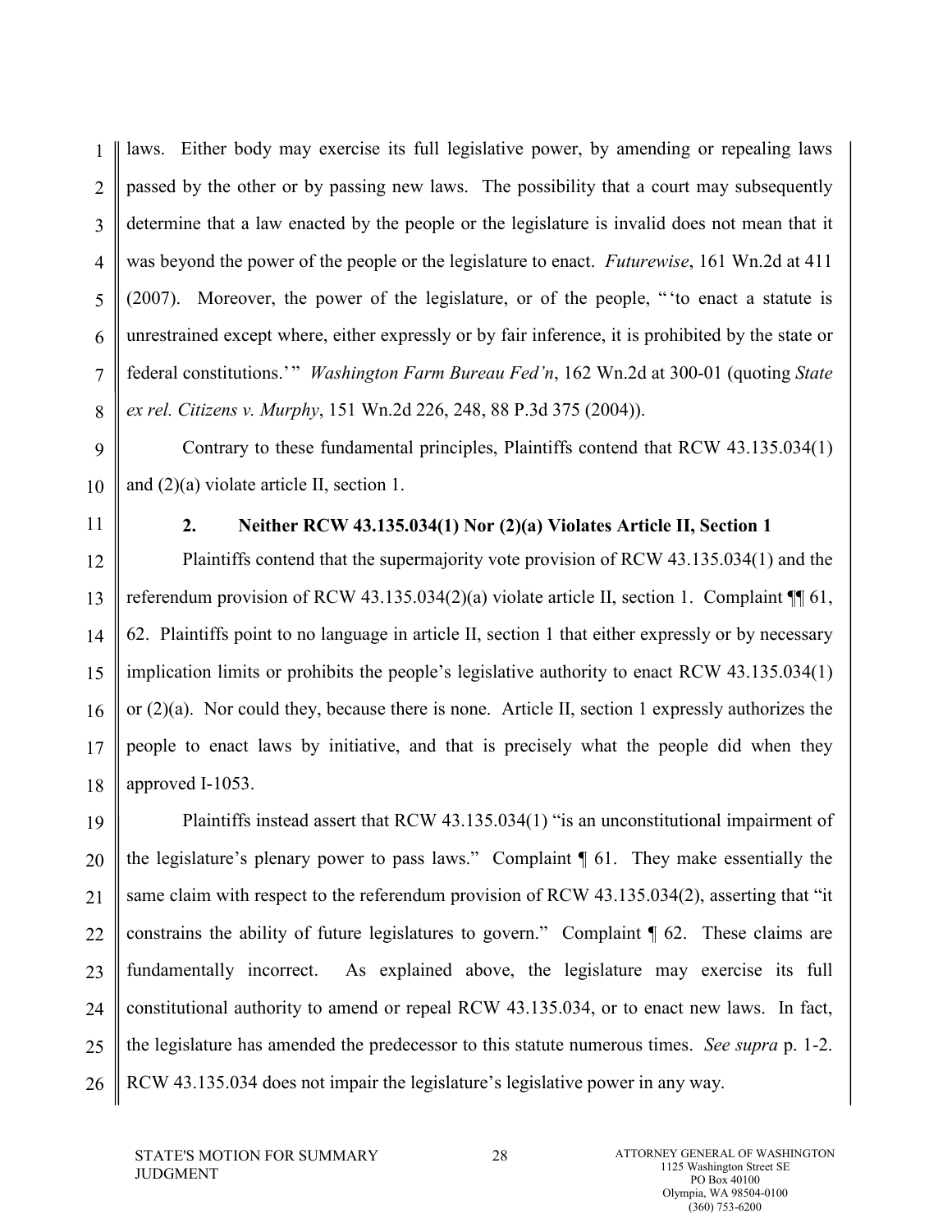laws. Either body may exercise its full legislative power, by amending or repealing laws passed by the other or by passing new laws. The possibility that a court may subsequently determine that a law enacted by the people or the legislature is invalid does not mean that it was beyond the power of the people or the legislature to enact. *Futurewise*, 161 Wn.2d at 411 (2007). Moreover, the power of the legislature, or of the people, "'to enact a statute is unrestrained except where, either expressly or by fair inference, it is prohibited by the state or federal constitutions.'" *Washington Farm Bureau Fed'n*, 162 Wn.2d at 300-01 (quoting *State ex rel. Citizens v. Murphy*, 151 Wn.2d 226, 248, 88 P.3d 375 (2004)).

Contrary to these fundamental principles, Plaintiffs contend that RCW 43.135.034(1) and (2)(a) violate article II, section 1.

### 2. Neither RCW 43.135.034(1) Nor (2)(a) Violates Article II, Section 1

Plaintiffs contend that the supermajority vote provision of RCW 43.135.034(1) and the referendum provision of RCW 43.135.034(2)(a) violate article II, section 1. Complaint ¶¶ 61, 62. Plaintiffs point to no language in article II, section 1 that either expressly or by necessary implication limits or prohibits the people's legislative authority to enact RCW 43.135.034(1) or (2)(a). Nor could they, because there is none. Article II, section 1 expressly authorizes the people to enact laws by initiative, and that is precisely what the people did when they approved I-1053.

Plaintiffs instead assert that RCW 43.135.034(1) "is an unconstitutional impairment of the legislature's plenary power to pass laws." Complaint ¶ 61. They make essentially the same claim with respect to the referendum provision of RCW 43.135.034(2), asserting that "it constrains the ability of future legislatures to govern." Complaint ¶ 62. These claims are fundamentally incorrect. As explained above, the legislature may exercise its full constitutional authority to amend or repeal RCW 43.135.034, or to enact new laws. In fact, the legislature has amended the predecessor to this statute numerous times. *See supra* p. 1-2. RCW 43.135.034 does not impair the legislature's legislative power in any way.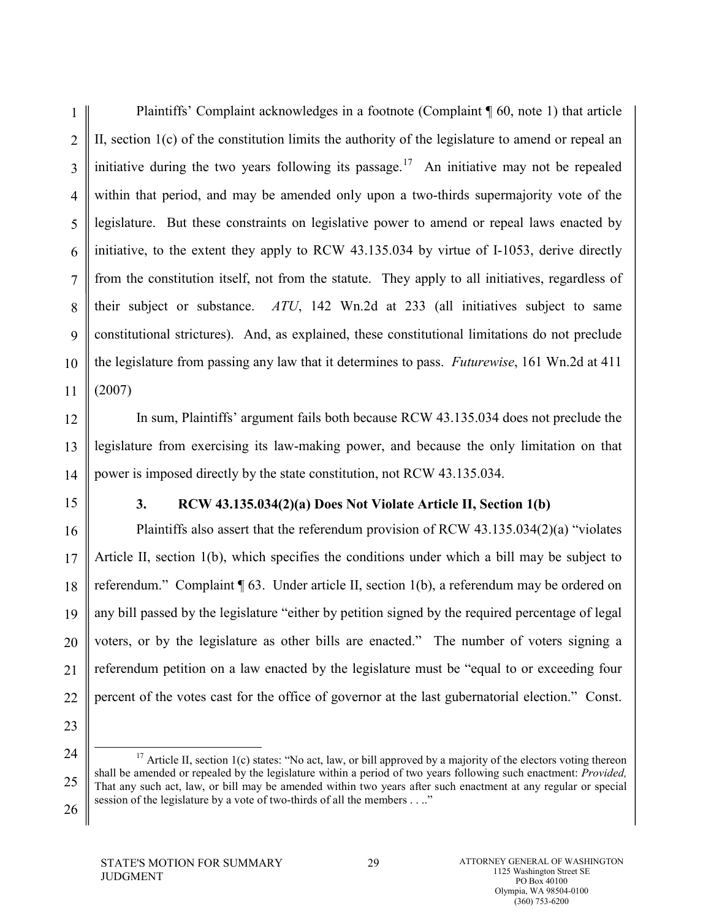Plaintiffs' Complaint acknowledges in a footnote (Complaint ¶ 60, note 1) that article II, section 1(c) of the constitution limits the authority of the legislature to amend or repeal an initiative during the two years following its passage.[17] An initiative may not be repealed within that period, and may be amended only upon a two-thirds supermajority vote of the legislature. But these constraints on legislative power to amend or repeal laws enacted by initiative, to the extent they apply to RCW 43.135.034 by virtue of I-1053, derive directly from the constitution itself, not from the statute. They apply to all initiatives, regardless of their subject or substance. *ATU*, 142 Wn.2d at 233 (all initiatives subject to same constitutional strictures). And, as explained, these constitutional limitations do not preclude the legislature from passing any law that it determines to pass. *Futurewise*, 161 Wn.2d at 411 (2007)

In sum, Plaintiffs' argument fails both because RCW 43.135.034 does not preclude the legislature from exercising its law-making power, and because the only limitation on that power is imposed directly by the state constitution, not RCW 43.135.034.

### 3. RCW 43.135.034(2)(a) Does Not Violate Article II, Section 1(b)

Plaintiffs also assert that the referendum provision of RCW 43.135.034(2)(a) "violates Article II, section 1(b), which specifies the conditions under which a bill may be subject to referendum." Complaint ¶ 63. Under article II, section 1(b), a referendum may be ordered on any bill passed by the legislature "either by petition signed by the required percentage of legal voters, or by the legislature as other bills are enacted." The number of voters signing a referendum petition on a law enacted by the legislature must be "equal to or exceeding four percent of the votes cast for the office of governor at the last gubernatorial election." Const.

---

[17] Article II, section 1(c) states: "No act, law, or bill approved by a majority of the electors voting thereon shall be amended or repealed by the legislature within a period of two years following such enactment: *Provided,* That any such act, law, or bill may be amended within two years after such enactment at any regular or special session of the legislature by a vote of two-thirds of all the members . . .."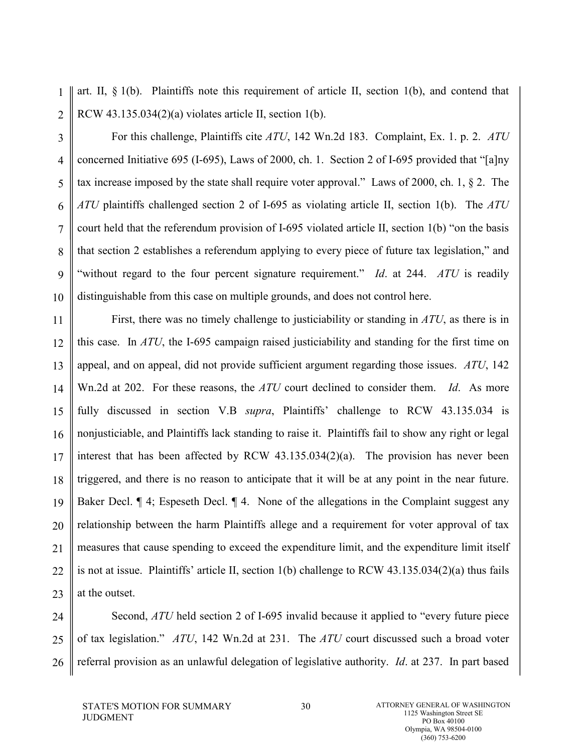art. II, § 1(b). Plaintiffs note this requirement of article II, section 1(b), and contend that RCW 43.135.034(2)(a) violates article II, section 1(b).

For this challenge, Plaintiffs cite *ATU*, 142 Wn.2d 183. Complaint, Ex. 1. p. 2. *ATU* concerned Initiative 695 (I-695), Laws of 2000, ch. 1. Section 2 of I-695 provided that "[a]ny tax increase imposed by the state shall require voter approval." Laws of 2000, ch. 1, § 2. The *ATU* plaintiffs challenged section 2 of I-695 as violating article II, section 1(b). The *ATU* court held that the referendum provision of I-695 violated article II, section 1(b) "on the basis that section 2 establishes a referendum applying to every piece of future tax legislation," and "without regard to the four percent signature requirement." *Id*. at 244. *ATU* is readily distinguishable from this case on multiple grounds, and does not control here.

First, there was no timely challenge to justiciability or standing in *ATU*, as there is in this case. In *ATU*, the I-695 campaign raised justiciability and standing for the first time on appeal, and on appeal, did not provide sufficient argument regarding those issues. *ATU*, 142 Wn.2d at 202. For these reasons, the *ATU* court declined to consider them. *Id*. As more fully discussed in section V.B *supra*, Plaintiffs' challenge to RCW 43.135.034 is nonjusticiable, and Plaintiffs lack standing to raise it. Plaintiffs fail to show any right or legal interest that has been affected by RCW 43.135.034(2)(a). The provision has never been triggered, and there is no reason to anticipate that it will be at any point in the near future. Baker Decl. ¶ 4; Espeseth Decl. ¶ 4. None of the allegations in the Complaint suggest any relationship between the harm Plaintiffs allege and a requirement for voter approval of tax measures that cause spending to exceed the expenditure limit, and the expenditure limit itself is not at issue. Plaintiffs' article II, section 1(b) challenge to RCW 43.135.034(2)(a) thus fails at the outset.

Second, *ATU* held section 2 of I-695 invalid because it applied to "every future piece of tax legislation." *ATU*, 142 Wn.2d at 231. The *ATU* court discussed such a broad voter referral provision as an unlawful delegation of legislative authority. *Id*. at 237. In part based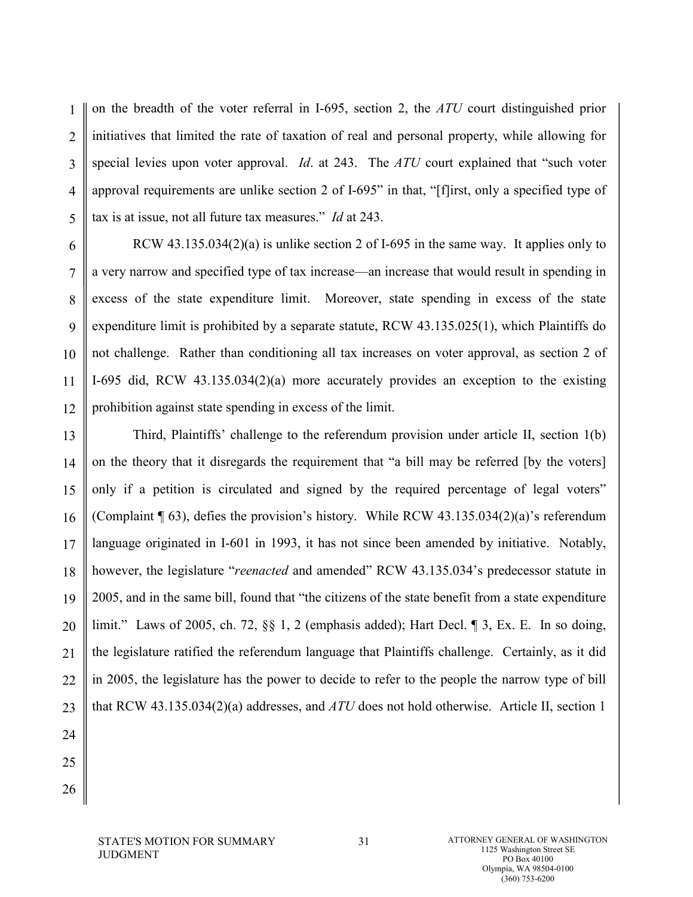on the breadth of the voter referral in I-695, section 2, the *ATU* court distinguished prior initiatives that limited the rate of taxation of real and personal property, while allowing for special levies upon voter approval. *Id*. at 243. The *ATU* court explained that "such voter approval requirements are unlike section 2 of I-695" in that, "[f]irst, only a specified type of tax is at issue, not all future tax measures." *Id* at 243.

RCW 43.135.034(2)(a) is unlike section 2 of I-695 in the same way. It applies only to a very narrow and specified type of tax increase—an increase that would result in spending in excess of the state expenditure limit. Moreover, state spending in excess of the state expenditure limit is prohibited by a separate statute, RCW 43.135.025(1), which Plaintiffs do not challenge. Rather than conditioning all tax increases on voter approval, as section 2 of I-695 did, RCW 43.135.034(2)(a) more accurately provides an exception to the existing prohibition against state spending in excess of the limit.

Third, Plaintiffs' challenge to the referendum provision under article II, section 1(b) on the theory that it disregards the requirement that "a bill may be referred [by the voters] only if a petition is circulated and signed by the required percentage of legal voters" (Complaint ¶ 63), defies the provision's history. While RCW 43.135.034(2)(a)'s referendum language originated in I-601 in 1993, it has not since been amended by initiative. Notably, however, the legislature "*reenacted* and amended" RCW 43.135.034's predecessor statute in 2005, and in the same bill, found that "the citizens of the state benefit from a state expenditure limit." Laws of 2005, ch. 72, §§ 1, 2 (emphasis added); Hart Decl. ¶ 3, Ex. E. In so doing, the legislature ratified the referendum language that Plaintiffs challenge. Certainly, as it did in 2005, the legislature has the power to decide to refer to the people the narrow type of bill that RCW 43.135.034(2)(a) addresses, and *ATU* does not hold otherwise. Article II, section 1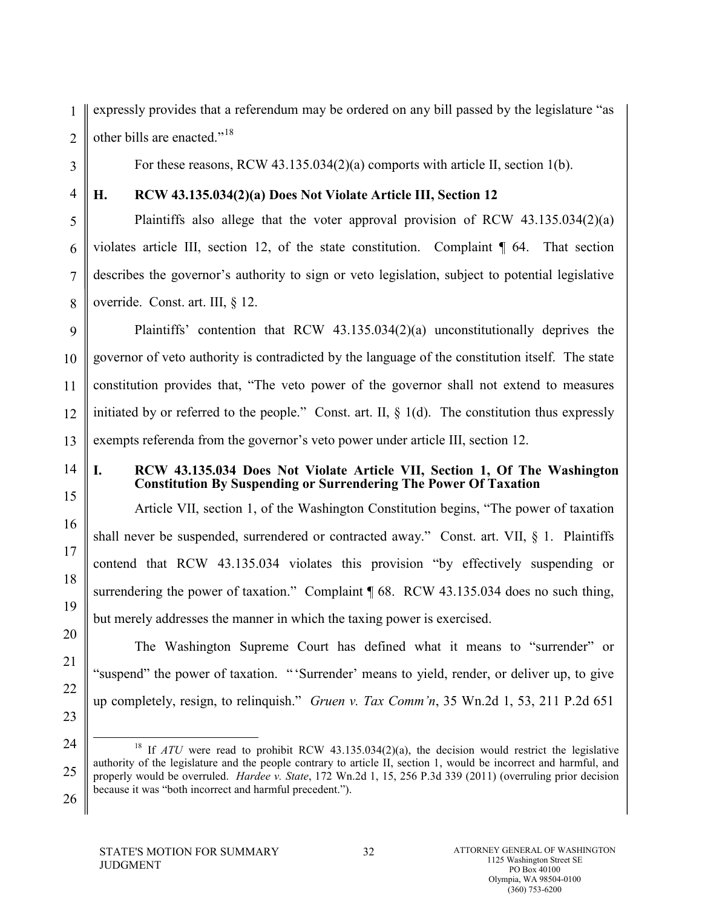expressly provides that a referendum may be ordered on any bill passed by the legislature "as other bills are enacted."[18]

For these reasons, RCW 43.135.034(2)(a) comports with article II, section 1(b).

### H. RCW 43.135.034(2)(a) Does Not Violate Article III, Section 12

Plaintiffs also allege that the voter approval provision of RCW 43.135.034(2)(a) violates article III, section 12, of the state constitution. Complaint ¶ 64. That section describes the governor's authority to sign or veto legislation, subject to potential legislative override. Const. art. III, § 12.

Plaintiffs' contention that RCW 43.135.034(2)(a) unconstitutionally deprives the governor of veto authority is contradicted by the language of the constitution itself. The state constitution provides that, "The veto power of the governor shall not extend to measures initiated by or referred to the people." Const. art. II, § 1(d). The constitution thus expressly exempts referenda from the governor's veto power under article III, section 12.

### I. RCW 43.135.034 Does Not Violate Article VII, Section 1, Of The Washington Constitution By Suspending or Surrendering The Power Of Taxation

Article VII, section 1, of the Washington Constitution begins, "The power of taxation shall never be suspended, surrendered or contracted away." Const. art. VII, § 1. Plaintiffs contend that RCW 43.135.034 violates this provision "by effectively suspending or surrendering the power of taxation." Complaint ¶ 68. RCW 43.135.034 does no such thing, but merely addresses the manner in which the taxing power is exercised.

The Washington Supreme Court has defined what it means to "surrender" or "suspend" the power of taxation. "'Surrender' means to yield, render, or deliver up, to give up completely, resign, to relinquish." *Gruen v. Tax Comm'n*, 35 Wn.2d 1, 53, 211 P.2d 651

---

[18] If *ATU* were read to prohibit RCW 43.135.034(2)(a), the decision would restrict the legislative authority of the legislature and the people contrary to article II, section 1, would be incorrect and harmful, and properly would be overruled. *Hardee v. State*, 172 Wn.2d 1, 15, 256 P.3d 339 (2011) (overruling prior decision because it was "both incorrect and harmful precedent.").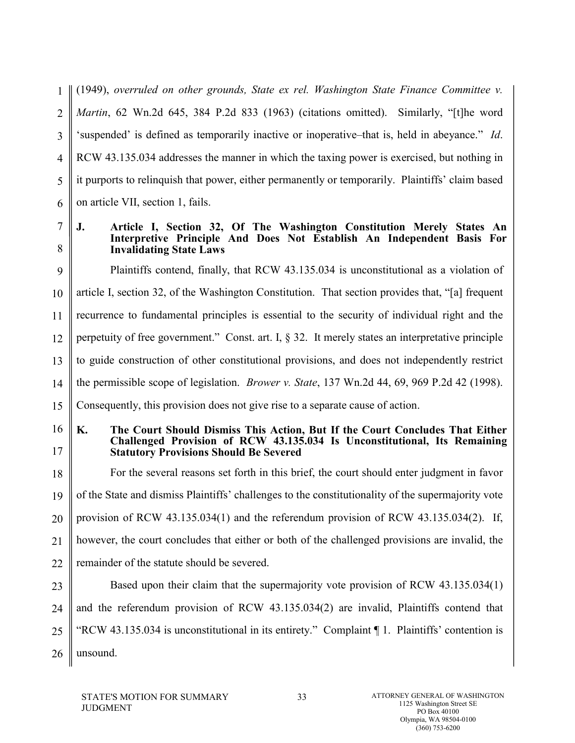(1949), *overruled on other grounds, State ex rel. Washington State Finance Committee v. Martin*, 62 Wn.2d 645, 384 P.2d 833 (1963) (citations omitted). Similarly, "[t]he word 'suspended' is defined as temporarily inactive or inoperative–that is, held in abeyance." *Id*. RCW 43.135.034 addresses the manner in which the taxing power is exercised, but nothing in it purports to relinquish that power, either permanently or temporarily. Plaintiffs' claim based on article VII, section 1, fails.

### J. Article I, Section 32, Of The Washington Constitution Merely States An Interpretive Principle And Does Not Establish An Independent Basis For Invalidating State Laws

Plaintiffs contend, finally, that RCW 43.135.034 is unconstitutional as a violation of article I, section 32, of the Washington Constitution. That section provides that, "[a] frequent recurrence to fundamental principles is essential to the security of individual right and the perpetuity of free government." Const. art. I, § 32. It merely states an interpretative principle to guide construction of other constitutional provisions, and does not independently restrict the permissible scope of legislation. *Brower v. State*, 137 Wn.2d 44, 69, 969 P.2d 42 (1998). Consequently, this provision does not give rise to a separate cause of action.

### K. The Court Should Dismiss This Action, But If the Court Concludes That Either Challenged Provision of RCW 43.135.034 Is Unconstitutional, Its Remaining Statutory Provisions Should Be Severed

For the several reasons set forth in this brief, the court should enter judgment in favor of the State and dismiss Plaintiffs' challenges to the constitutionality of the supermajority vote provision of RCW 43.135.034(1) and the referendum provision of RCW 43.135.034(2). If, however, the court concludes that either or both of the challenged provisions are invalid, the remainder of the statute should be severed.

Based upon their claim that the supermajority vote provision of RCW 43.135.034(1) and the referendum provision of RCW 43.135.034(2) are invalid, Plaintiffs contend that "RCW 43.135.034 is unconstitutional in its entirety." Complaint ¶ 1. Plaintiffs' contention is unsound.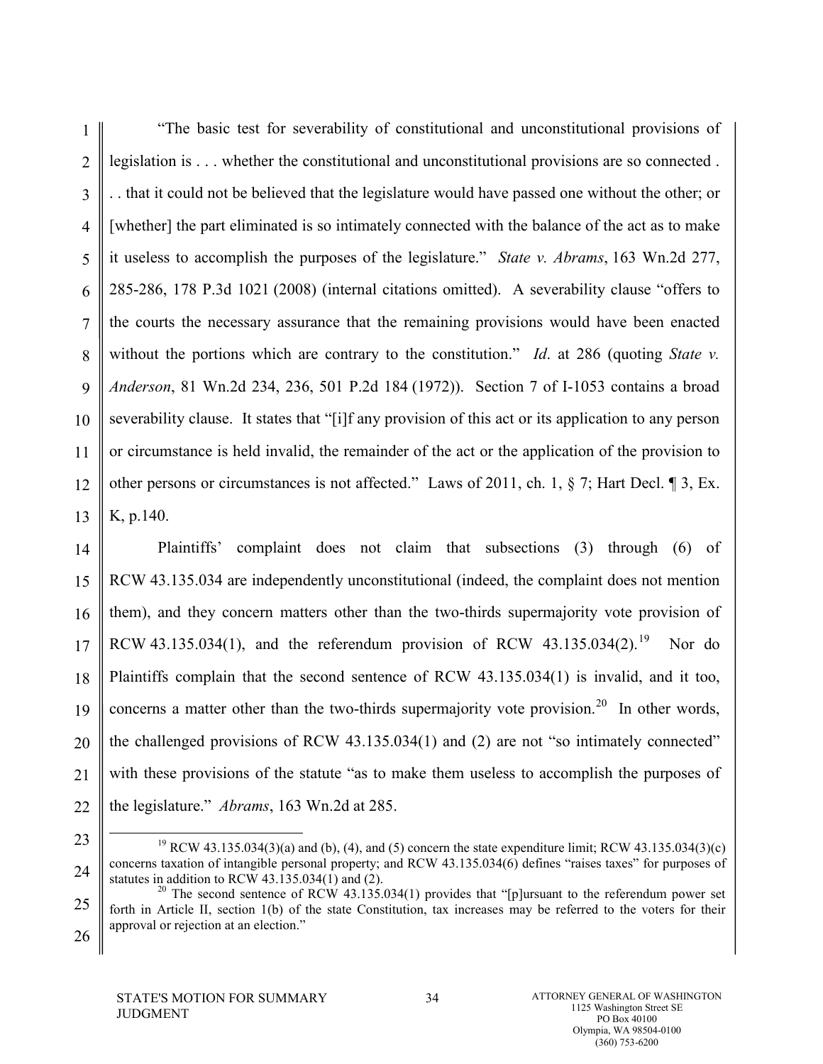"The basic test for severability of constitutional and unconstitutional provisions of legislation is . . . whether the constitutional and unconstitutional provisions are so connected . . . that it could not be believed that the legislature would have passed one without the other; or [whether] the part eliminated is so intimately connected with the balance of the act as to make it useless to accomplish the purposes of the legislature." *State v. Abrams*, 163 Wn.2d 277, 285-286, 178 P.3d 1021 (2008) (internal citations omitted). A severability clause "offers to the courts the necessary assurance that the remaining provisions would have been enacted without the portions which are contrary to the constitution." *Id*. at 286 (quoting *State v. Anderson*, 81 Wn.2d 234, 236, 501 P.2d 184 (1972)). Section 7 of I-1053 contains a broad severability clause. It states that "[i]f any provision of this act or its application to any person or circumstance is held invalid, the remainder of the act or the application of the provision to other persons or circumstances is not affected." Laws of 2011, ch. 1, § 7; Hart Decl. ¶ 3, Ex. K, p.140.

Plaintiffs' complaint does not claim that subsections (3) through (6) of RCW 43.135.034 are independently unconstitutional (indeed, the complaint does not mention them), and they concern matters other than the two-thirds supermajority vote provision of RCW 43.135.034(1), and the referendum provision of RCW 43.135.034(2).[19] Nor do Plaintiffs complain that the second sentence of RCW 43.135.034(1) is invalid, and it too, concerns a matter other than the two-thirds supermajority vote provision.[20] In other words, the challenged provisions of RCW 43.135.034(1) and (2) are not "so intimately connected" with these provisions of the statute "as to make them useless to accomplish the purposes of the legislature." *Abrams*, 163 Wn.2d at 285.

---

[19] RCW 43.135.034(3)(a) and (b), (4), and (5) concern the state expenditure limit; RCW 43.135.034(3)(c) concerns taxation of intangible personal property; and RCW 43.135.034(6) defines "raises taxes" for purposes of statutes in addition to RCW 43.135.034(1) and (2).

[20] The second sentence of RCW 43.135.034(1) provides that "[p]ursuant to the referendum power set forth in Article II, section 1(b) of the state Constitution, tax increases may be referred to the voters for their approval or rejection at an election."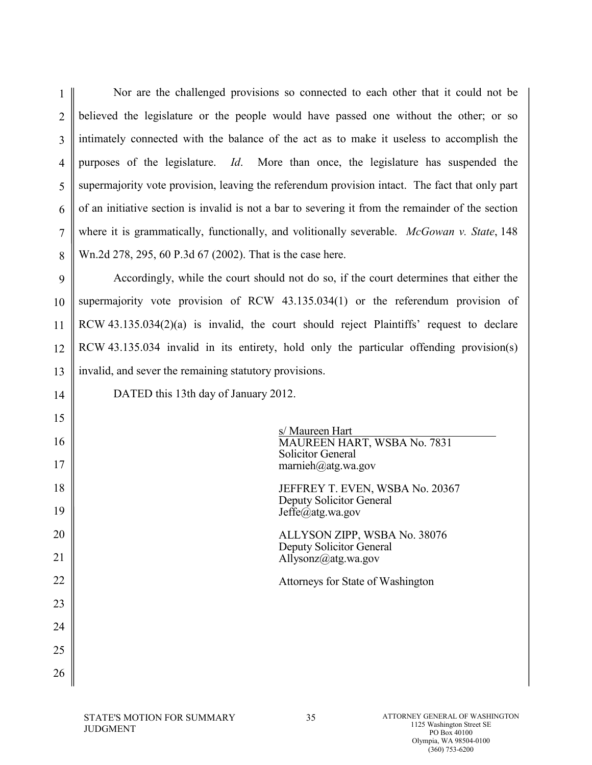Nor are the challenged provisions so connected to each other that it could not be believed the legislature or the people would have passed one without the other; or so intimately connected with the balance of the act as to make it useless to accomplish the purposes of the legislature. *Id*. More than once, the legislature has suspended the supermajority vote provision, leaving the referendum provision intact. The fact that only part of an initiative section is invalid is not a bar to severing it from the remainder of the section where it is grammatically, functionally, and volitionally severable. *McGowan v. State*, 148 Wn.2d 278, 295, 60 P.3d 67 (2002). That is the case here.

Accordingly, while the court should not do so, if the court determines that either the supermajority vote provision of RCW 43.135.034(1) or the referendum provision of RCW 43.135.034(2)(a) is invalid, the court should reject Plaintiffs' request to declare RCW 43.135.034 invalid in its entirety, hold only the particular offending provision(s) invalid, and sever the remaining statutory provisions.

DATED this 13th day of January 2012.

s/ Maureen Hart
MAUREEN HART, WSBA No. 7831
Solicitor General
marnieh@atg.wa.gov

JEFFREY T. EVEN, WSBA No. 20367
Deputy Solicitor General
Jeffe@atg.wa.gov

ALLYSON ZIPP, WSBA No. 38076
Deputy Solicitor General
Allysonz@atg.wa.gov

Attorneys for State of Washington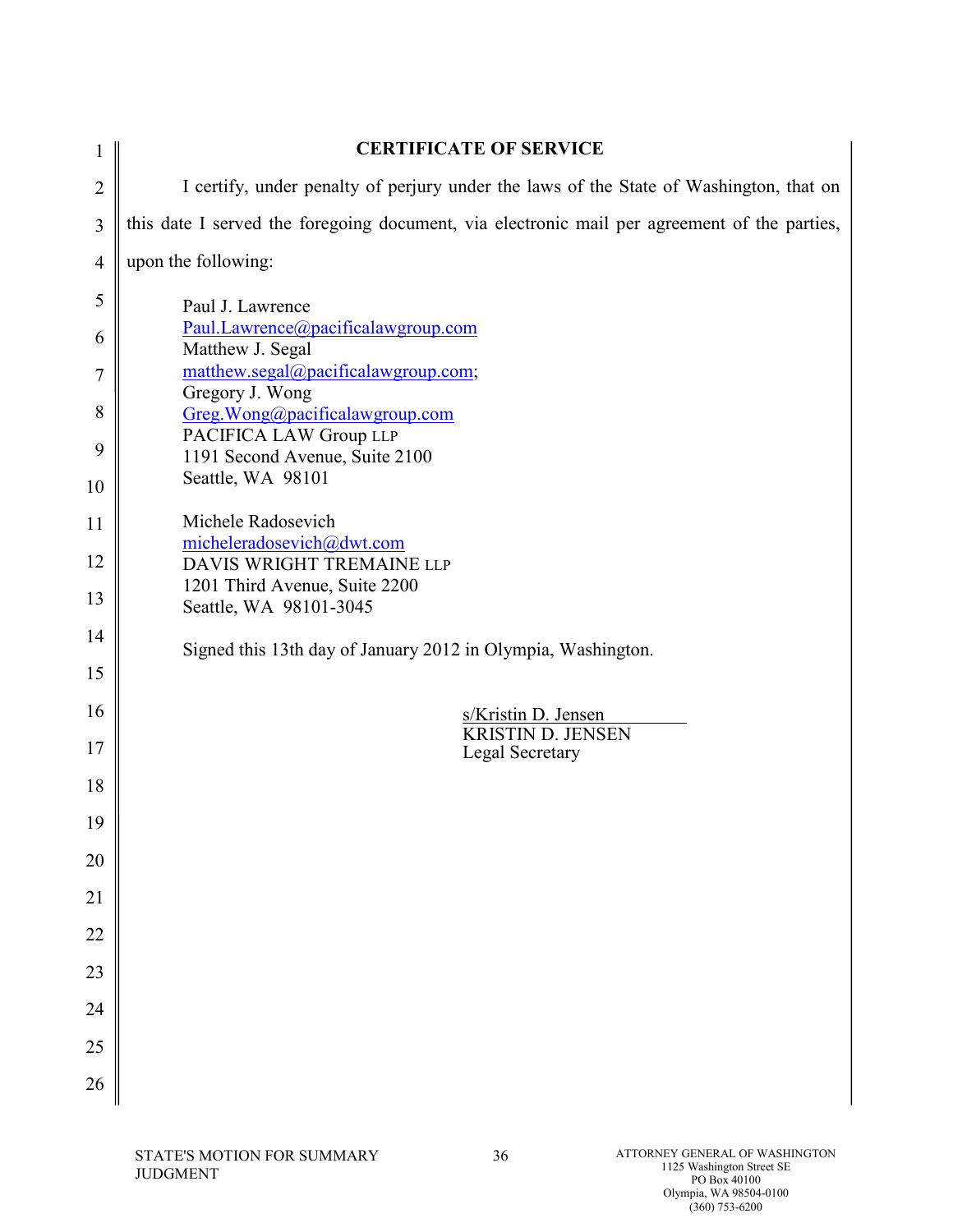**CERTIFICATE OF SERVICE**

I certify, under penalty of perjury under the laws of the State of Washington, that on this date I served the foregoing document, via electronic mail per agreement of the parties, upon the following:

Paul J. Lawrence
Paul.Lawrence@pacificalawgroup.com
Matthew J. Segal
matthew.segal@pacificalawgroup.com;
Gregory J. Wong
Greg.Wong@pacificalawgroup.com
PACIFICA LAW Group LLP
1191 Second Avenue, Suite 2100
Seattle, WA 98101

Michele Radosevich
micheleradosevich@dwt.com
DAVIS WRIGHT TREMAINE LLP
1201 Third Avenue, Suite 2200
Seattle, WA 98101-3045

Signed this 13th day of January 2012 in Olympia, Washington.

s/Kristin D. Jensen
KRISTIN D. JENSEN
Legal Secretary

STATE'S MOTION FOR SUMMARY JUDGMENT

ATTORNEY GENERAL OF WASHINGTON
1125 Washington Street SE
PO Box 40100
Olympia, WA 98504-0100
(360) 753-6200